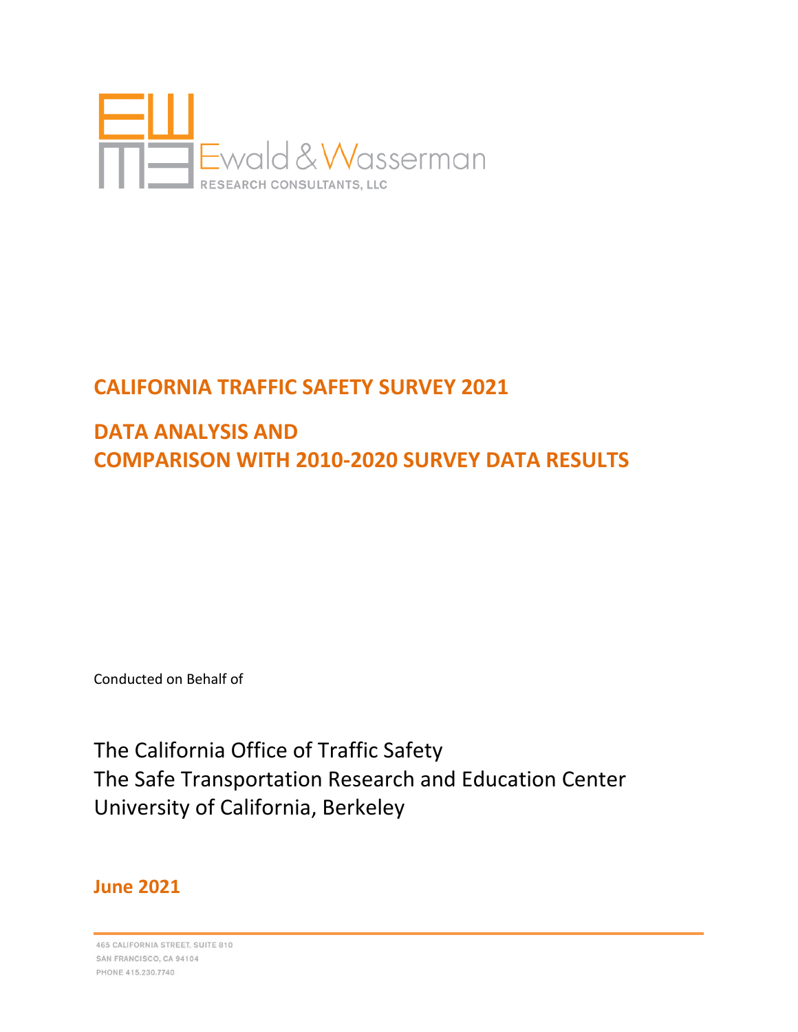Ewald & Wasserman
RESEARCH CONSULTANTS, LLC

# CALIFORNIA TRAFFIC SAFETY SURVEY 2021

# DATA ANALYSIS AND COMPARISON WITH 2010-2020 SURVEY DATA RESULTS

Conducted on Behalf of

The California Office of Traffic Safety
The Safe Transportation Research and Education Center
University of California, Berkeley

**June 2021**

465 CALIFORNIA STREET, SUITE 810
SAN FRANCISCO, CA 94104
PHONE 415.230.7740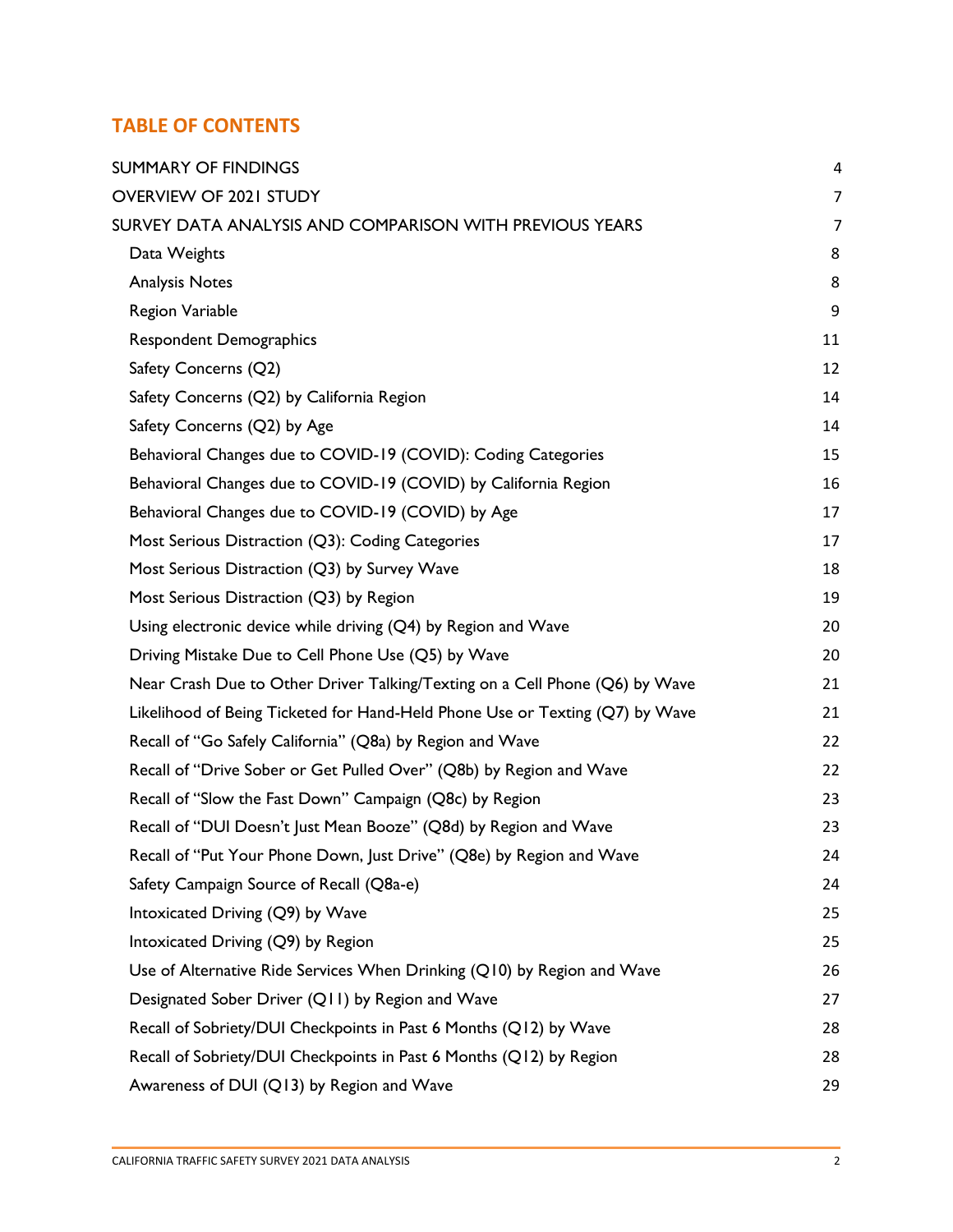## TABLE OF CONTENTS

| | |
|---|---|
| SUMMARY OF FINDINGS | 4 |
| OVERVIEW OF 2021 STUDY | 7 |
| SURVEY DATA ANALYSIS AND COMPARISON WITH PREVIOUS YEARS | 7 |
| Data Weights | 8 |
| Analysis Notes | 8 |
| Region Variable | 9 |
| Respondent Demographics | 11 |
| Safety Concerns (Q2) | 12 |
| Safety Concerns (Q2) by California Region | 14 |
| Safety Concerns (Q2) by Age | 14 |
| Behavioral Changes due to COVID-19 (COVID): Coding Categories | 15 |
| Behavioral Changes due to COVID-19 (COVID) by California Region | 16 |
| Behavioral Changes due to COVID-19 (COVID) by Age | 17 |
| Most Serious Distraction (Q3): Coding Categories | 17 |
| Most Serious Distraction (Q3) by Survey Wave | 18 |
| Most Serious Distraction (Q3) by Region | 19 |
| Using electronic device while driving (Q4) by Region and Wave | 20 |
| Driving Mistake Due to Cell Phone Use (Q5) by Wave | 20 |
| Near Crash Due to Other Driver Talking/Texting on a Cell Phone (Q6) by Wave | 21 |
| Likelihood of Being Ticketed for Hand-Held Phone Use or Texting (Q7) by Wave | 21 |
| Recall of "Go Safely California" (Q8a) by Region and Wave | 22 |
| Recall of "Drive Sober or Get Pulled Over" (Q8b) by Region and Wave | 22 |
| Recall of "Slow the Fast Down" Campaign (Q8c) by Region | 23 |
| Recall of "DUI Doesn't Just Mean Booze" (Q8d) by Region and Wave | 23 |
| Recall of "Put Your Phone Down, Just Drive" (Q8e) by Region and Wave | 24 |
| Safety Campaign Source of Recall (Q8a-e) | 24 |
| Intoxicated Driving (Q9) by Wave | 25 |
| Intoxicated Driving (Q9) by Region | 25 |
| Use of Alternative Ride Services When Drinking (Q10) by Region and Wave | 26 |
| Designated Sober Driver (Q11) by Region and Wave | 27 |
| Recall of Sobriety/DUI Checkpoints in Past 6 Months (Q12) by Wave | 28 |
| Recall of Sobriety/DUI Checkpoints in Past 6 Months (Q12) by Region | 28 |
| Awareness of DUI (Q13) by Region and Wave | 29 |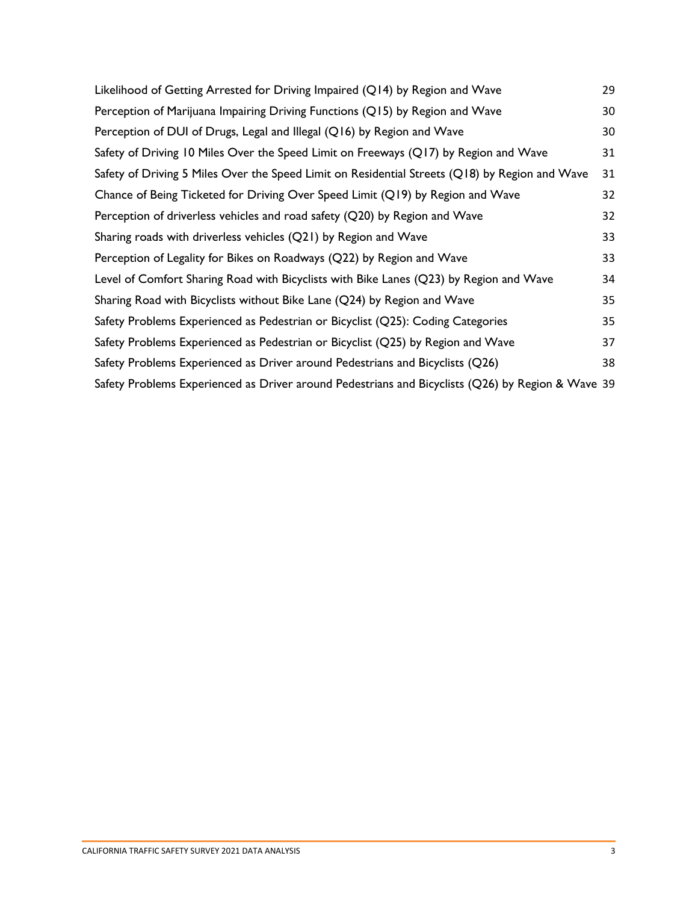Likelihood of Getting Arrested for Driving Impaired (Q14) by Region and Wave 29

Perception of Marijuana Impairing Driving Functions (Q15) by Region and Wave 30

Perception of DUI of Drugs, Legal and Illegal (Q16) by Region and Wave 30

Safety of Driving 10 Miles Over the Speed Limit on Freeways (Q17) by Region and Wave 31

Safety of Driving 5 Miles Over the Speed Limit on Residential Streets (Q18) by Region and Wave 31

Chance of Being Ticketed for Driving Over Speed Limit (Q19) by Region and Wave 32

Perception of driverless vehicles and road safety (Q20) by Region and Wave 32

Sharing roads with driverless vehicles (Q21) by Region and Wave 33

Perception of Legality for Bikes on Roadways (Q22) by Region and Wave 33

Level of Comfort Sharing Road with Bicyclists with Bike Lanes (Q23) by Region and Wave 34

Sharing Road with Bicyclists without Bike Lane (Q24) by Region and Wave 35

Safety Problems Experienced as Pedestrian or Bicyclist (Q25): Coding Categories 35

Safety Problems Experienced as Pedestrian or Bicyclist (Q25) by Region and Wave 37

Safety Problems Experienced as Driver around Pedestrians and Bicyclists (Q26) 38

Safety Problems Experienced as Driver around Pedestrians and Bicyclists (Q26) by Region & Wave 39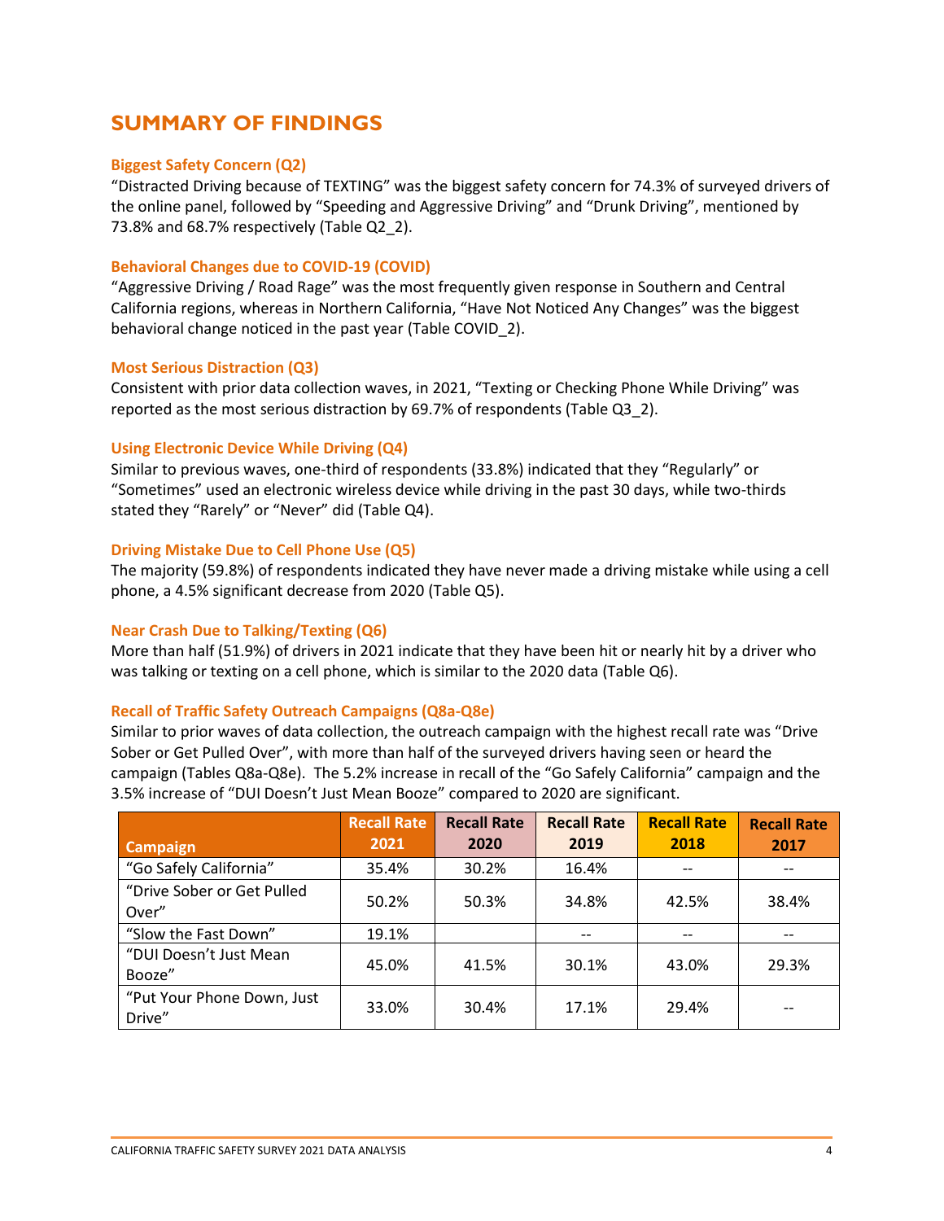# SUMMARY OF FINDINGS

### Biggest Safety Concern (Q2)

"Distracted Driving because of TEXTING" was the biggest safety concern for 74.3% of surveyed drivers of the online panel, followed by "Speeding and Aggressive Driving" and "Drunk Driving", mentioned by 73.8% and 68.7% respectively (Table Q2_2).

### Behavioral Changes due to COVID-19 (COVID)

"Aggressive Driving / Road Rage" was the most frequently given response in Southern and Central California regions, whereas in Northern California, "Have Not Noticed Any Changes" was the biggest behavioral change noticed in the past year (Table COVID_2).

### Most Serious Distraction (Q3)

Consistent with prior data collection waves, in 2021, "Texting or Checking Phone While Driving" was reported as the most serious distraction by 69.7% of respondents (Table Q3_2).

### Using Electronic Device While Driving (Q4)

Similar to previous waves, one-third of respondents (33.8%) indicated that they "Regularly" or "Sometimes" used an electronic wireless device while driving in the past 30 days, while two-thirds stated they "Rarely" or "Never" did (Table Q4).

### Driving Mistake Due to Cell Phone Use (Q5)

The majority (59.8%) of respondents indicated they have never made a driving mistake while using a cell phone, a 4.5% significant decrease from 2020 (Table Q5).

### Near Crash Due to Talking/Texting (Q6)

More than half (51.9%) of drivers in 2021 indicate that they have been hit or nearly hit by a driver who was talking or texting on a cell phone, which is similar to the 2020 data (Table Q6).

### Recall of Traffic Safety Outreach Campaigns (Q8a-Q8e)

Similar to prior waves of data collection, the outreach campaign with the highest recall rate was "Drive Sober or Get Pulled Over", with more than half of the surveyed drivers having seen or heard the campaign (Tables Q8a-Q8e). The 5.2% increase in recall of the "Go Safely California" campaign and the 3.5% increase of "DUI Doesn't Just Mean Booze" compared to 2020 are significant.

| Campaign | Recall Rate 2021 | Recall Rate 2020 | Recall Rate 2019 | Recall Rate 2018 | Recall Rate 2017 |
|---|---|---|---|---|---|
| "Go Safely California" | 35.4% | 30.2% | 16.4% | -- | -- |
| "Drive Sober or Get Pulled Over" | 50.2% | 50.3% | 34.8% | 42.5% | 38.4% |
| "Slow the Fast Down" | 19.1% | | -- | -- | -- |
| "DUI Doesn't Just Mean Booze" | 45.0% | 41.5% | 30.1% | 43.0% | 29.3% |
| "Put Your Phone Down, Just Drive" | 33.0% | 30.4% | 17.1% | 29.4% | -- |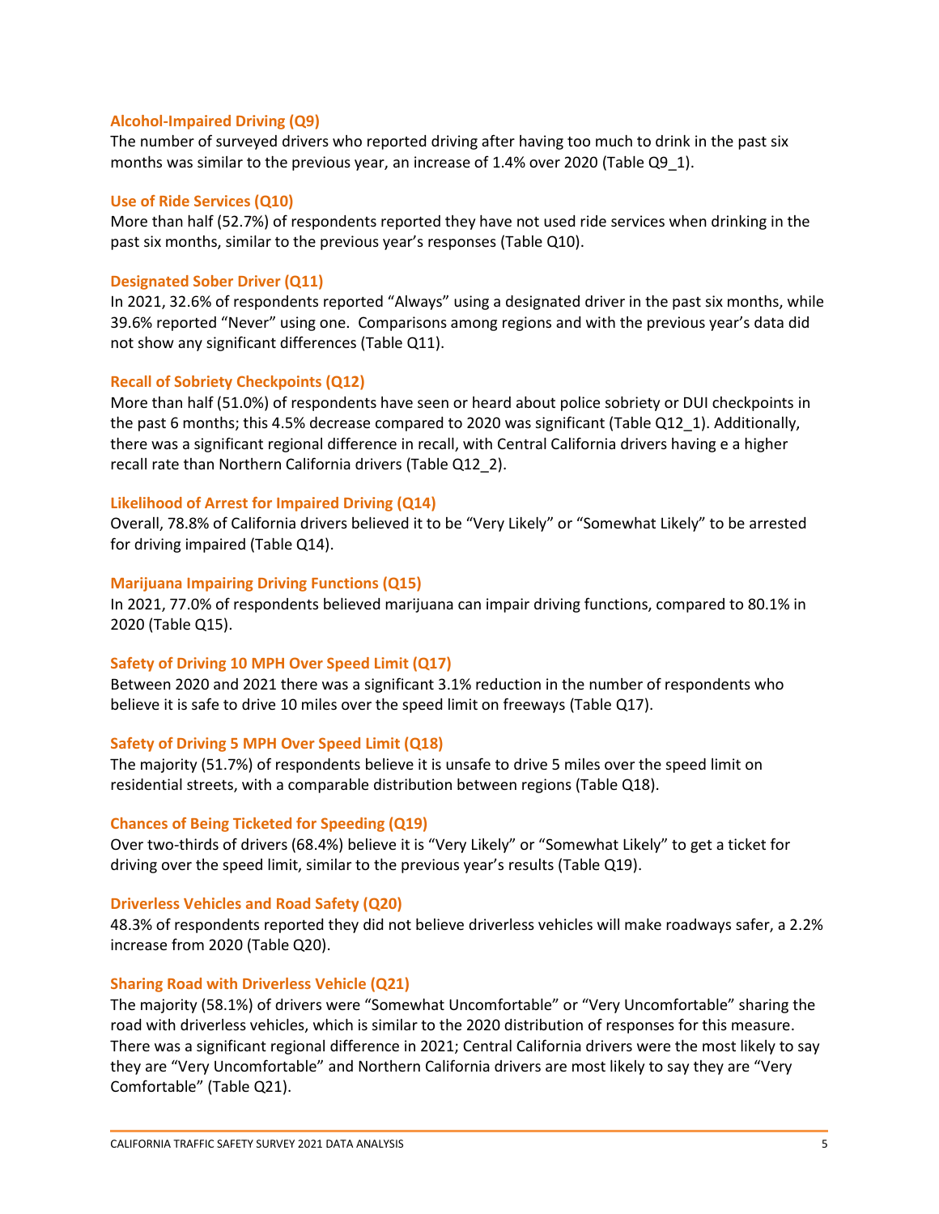### Alcohol-Impaired Driving (Q9)

The number of surveyed drivers who reported driving after having too much to drink in the past six months was similar to the previous year, an increase of 1.4% over 2020 (Table Q9_1).

### Use of Ride Services (Q10)

More than half (52.7%) of respondents reported they have not used ride services when drinking in the past six months, similar to the previous year's responses (Table Q10).

### Designated Sober Driver (Q11)

In 2021, 32.6% of respondents reported "Always" using a designated driver in the past six months, while 39.6% reported "Never" using one. Comparisons among regions and with the previous year's data did not show any significant differences (Table Q11).

### Recall of Sobriety Checkpoints (Q12)

More than half (51.0%) of respondents have seen or heard about police sobriety or DUI checkpoints in the past 6 months; this 4.5% decrease compared to 2020 was significant (Table Q12_1). Additionally, there was a significant regional difference in recall, with Central California drivers having e a higher recall rate than Northern California drivers (Table Q12_2).

### Likelihood of Arrest for Impaired Driving (Q14)

Overall, 78.8% of California drivers believed it to be "Very Likely" or "Somewhat Likely" to be arrested for driving impaired (Table Q14).

### Marijuana Impairing Driving Functions (Q15)

In 2021, 77.0% of respondents believed marijuana can impair driving functions, compared to 80.1% in 2020 (Table Q15).

### Safety of Driving 10 MPH Over Speed Limit (Q17)

Between 2020 and 2021 there was a significant 3.1% reduction in the number of respondents who believe it is safe to drive 10 miles over the speed limit on freeways (Table Q17).

### Safety of Driving 5 MPH Over Speed Limit (Q18)

The majority (51.7%) of respondents believe it is unsafe to drive 5 miles over the speed limit on residential streets, with a comparable distribution between regions (Table Q18).

### Chances of Being Ticketed for Speeding (Q19)

Over two-thirds of drivers (68.4%) believe it is "Very Likely" or "Somewhat Likely" to get a ticket for driving over the speed limit, similar to the previous year's results (Table Q19).

### Driverless Vehicles and Road Safety (Q20)

48.3% of respondents reported they did not believe driverless vehicles will make roadways safer, a 2.2% increase from 2020 (Table Q20).

### Sharing Road with Driverless Vehicle (Q21)

The majority (58.1%) of drivers were "Somewhat Uncomfortable" or "Very Uncomfortable" sharing the road with driverless vehicles, which is similar to the 2020 distribution of responses for this measure. There was a significant regional difference in 2021; Central California drivers were the most likely to say they are "Very Uncomfortable" and Northern California drivers are most likely to say they are "Very Comfortable" (Table Q21).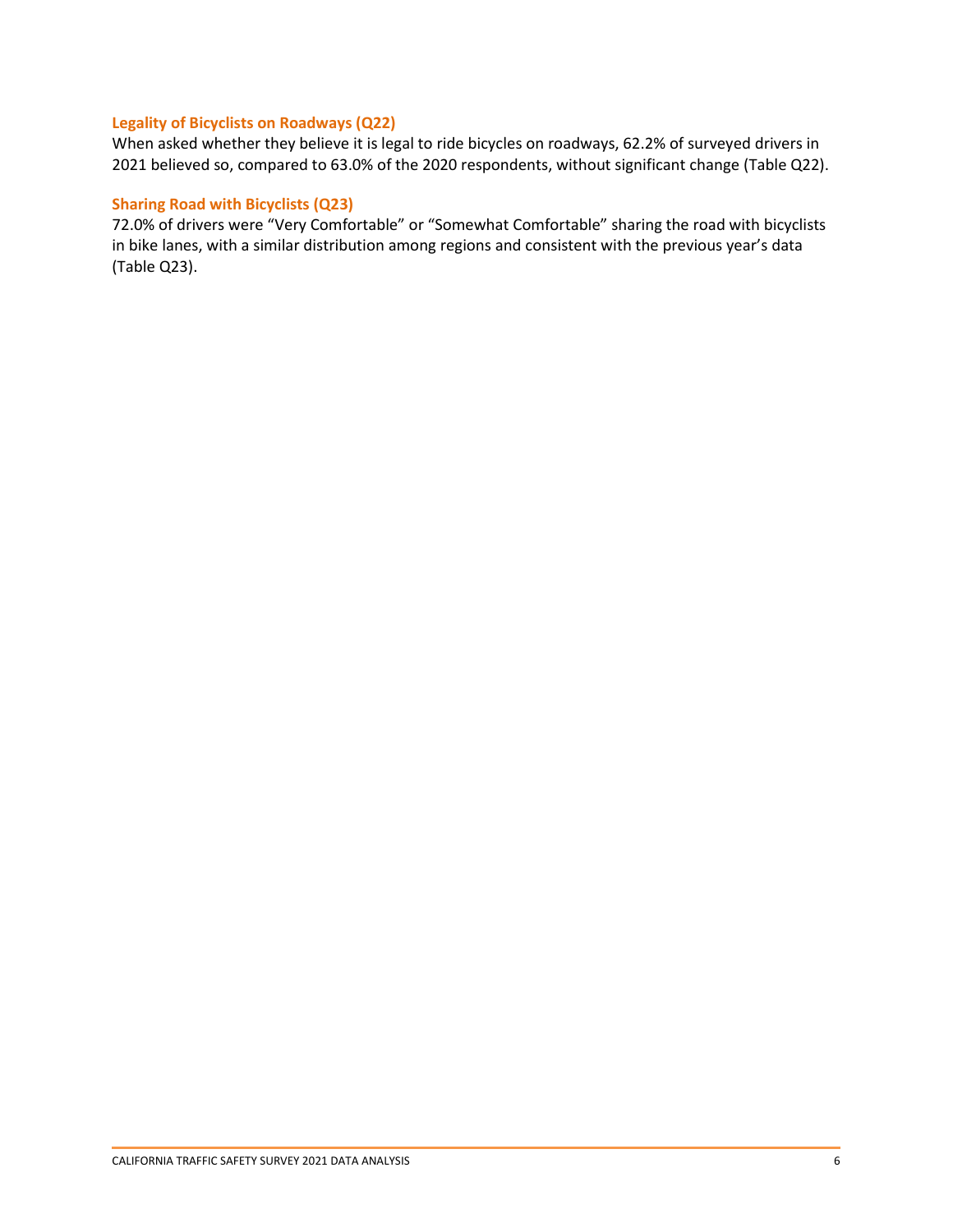### Legality of Bicyclists on Roadways (Q22)

When asked whether they believe it is legal to ride bicycles on roadways, 62.2% of surveyed drivers in 2021 believed so, compared to 63.0% of the 2020 respondents, without significant change (Table Q22).

### Sharing Road with Bicyclists (Q23)

72.0% of drivers were "Very Comfortable" or "Somewhat Comfortable" sharing the road with bicyclists in bike lanes, with a similar distribution among regions and consistent with the previous year's data (Table Q23).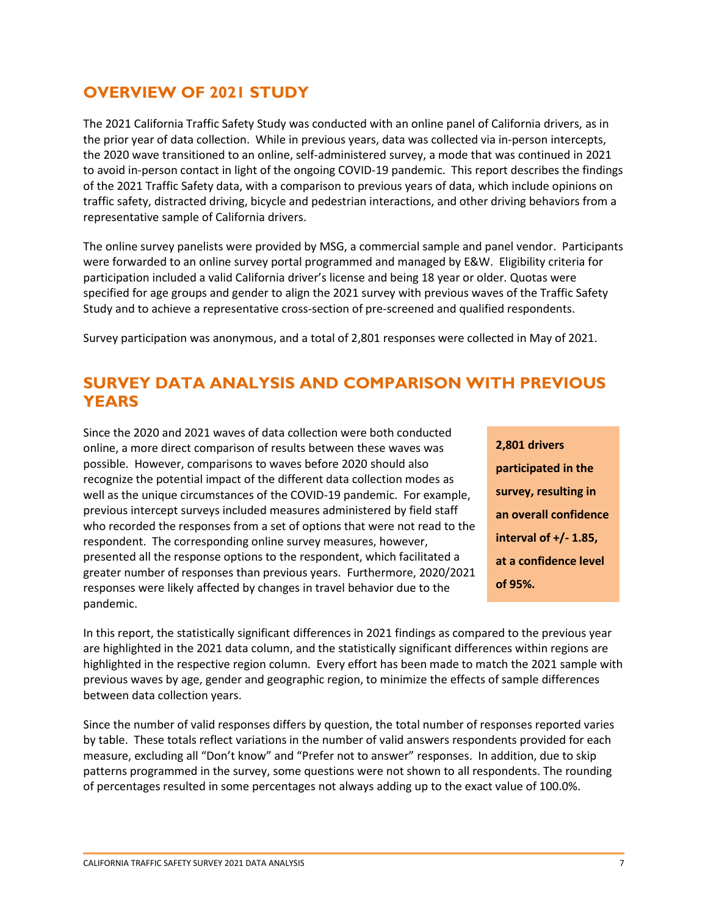## OVERVIEW OF 2021 STUDY

The 2021 California Traffic Safety Study was conducted with an online panel of California drivers, as in the prior year of data collection. While in previous years, data was collected via in-person intercepts, the 2020 wave transitioned to an online, self-administered survey, a mode that was continued in 2021 to avoid in-person contact in light of the ongoing COVID-19 pandemic. This report describes the findings of the 2021 Traffic Safety data, with a comparison to previous years of data, which include opinions on traffic safety, distracted driving, bicycle and pedestrian interactions, and other driving behaviors from a representative sample of California drivers.

The online survey panelists were provided by MSG, a commercial sample and panel vendor. Participants were forwarded to an online survey portal programmed and managed by E&W. Eligibility criteria for participation included a valid California driver's license and being 18 year or older. Quotas were specified for age groups and gender to align the 2021 survey with previous waves of the Traffic Safety Study and to achieve a representative cross-section of pre-screened and qualified respondents.

Survey participation was anonymous, and a total of 2,801 responses were collected in May of 2021.

## SURVEY DATA ANALYSIS AND COMPARISON WITH PREVIOUS YEARS

Since the 2020 and 2021 waves of data collection were both conducted online, a more direct comparison of results between these waves was possible. However, comparisons to waves before 2020 should also recognize the potential impact of the different data collection modes as well as the unique circumstances of the COVID-19 pandemic. For example, previous intercept surveys included measures administered by field staff who recorded the responses from a set of options that were not read to the respondent. The corresponding online survey measures, however, presented all the response options to the respondent, which facilitated a greater number of responses than previous years. Furthermore, 2020/2021 responses were likely affected by changes in travel behavior due to the pandemic.

**2,801 drivers participated in the survey, resulting in an overall confidence interval of +/- 1.85, at a confidence level of 95%.**

In this report, the statistically significant differences in 2021 findings as compared to the previous year are highlighted in the 2021 data column, and the statistically significant differences within regions are highlighted in the respective region column. Every effort has been made to match the 2021 sample with previous waves by age, gender and geographic region, to minimize the effects of sample differences between data collection years.

Since the number of valid responses differs by question, the total number of responses reported varies by table. These totals reflect variations in the number of valid answers respondents provided for each measure, excluding all "Don't know" and "Prefer not to answer" responses. In addition, due to skip patterns programmed in the survey, some questions were not shown to all respondents. The rounding of percentages resulted in some percentages not always adding up to the exact value of 100.0%.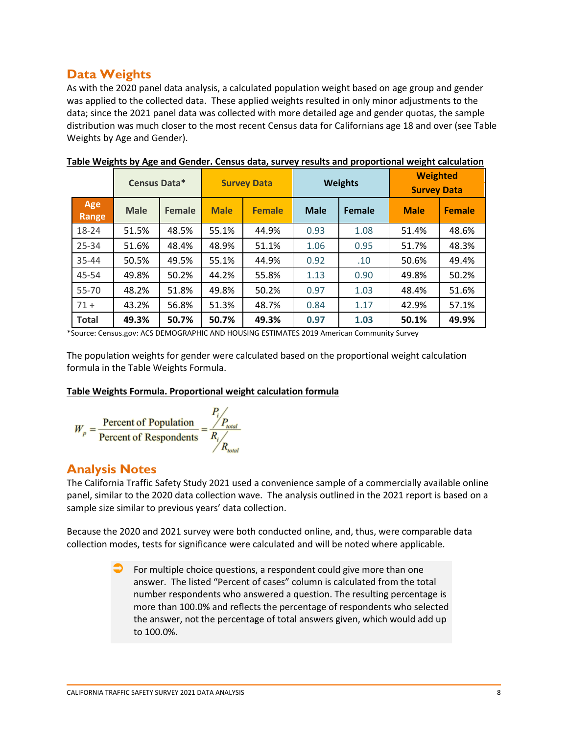## Data Weights

As with the 2020 panel data analysis, a calculated population weight based on age group and gender was applied to the collected data. These applied weights resulted in only minor adjustments to the data; since the 2021 panel data was collected with more detailed age and gender quotas, the sample distribution was much closer to the most recent Census data for Californians age 18 and over (see Table Weights by Age and Gender).

**Table Weights by Age and Gender. Census data, survey results and proportional weight calculation**

| | Census Data* | | Survey Data | | Weights | | Weighted Survey Data | |
|---|---|---|---|---|---|---|---|---|
| **Age Range** | **Male** | **Female** | **Male** | **Female** | **Male** | **Female** | **Male** | **Female** |
| 18-24 | 51.5% | 48.5% | 55.1% | 44.9% | 0.93 | 1.08 | 51.4% | 48.6% |
| 25-34 | 51.6% | 48.4% | 48.9% | 51.1% | 1.06 | 0.95 | 51.7% | 48.3% |
| 35-44 | 50.5% | 49.5% | 55.1% | 44.9% | 0.92 | .10 | 50.6% | 49.4% |
| 45-54 | 49.8% | 50.2% | 44.2% | 55.8% | 1.13 | 0.90 | 49.8% | 50.2% |
| 55-70 | 48.2% | 51.8% | 49.8% | 50.2% | 0.97 | 1.03 | 48.4% | 51.6% |
| 71 + | 43.2% | 56.8% | 51.3% | 48.7% | 0.84 | 1.17 | 42.9% | 57.1% |
| **Total** | **49.3%** | **50.7%** | **50.7%** | **49.3%** | **0.97** | **1.03** | **50.1%** | **49.9%** |

*Source: Census.gov: ACS DEMOGRAPHIC AND HOUSING ESTIMATES 2019 American Community Survey

The population weights for gender were calculated based on the proportional weight calculation formula in the Table Weights Formula.

**Table Weights Formula. Proportional weight calculation formula**

$$W_p = \frac{\text{Percent of Population}}{\text{Percent of Respondents}} = \frac{P_i / P_{total}}{R_i / R_{total}}$$

## Analysis Notes

The California Traffic Safety Study 2021 used a convenience sample of a commercially available online panel, similar to the 2020 data collection wave. The analysis outlined in the 2021 report is based on a sample size similar to previous years' data collection.

Because the 2020 and 2021 survey were both conducted online, and, thus, were comparable data collection modes, tests for significance were calculated and will be noted where applicable.

> For multiple choice questions, a respondent could give more than one answer. The listed "Percent of cases" column is calculated from the total number respondents who answered a question. The resulting percentage is more than 100.0% and reflects the percentage of respondents who selected the answer, not the percentage of total answers given, which would add up to 100.0%.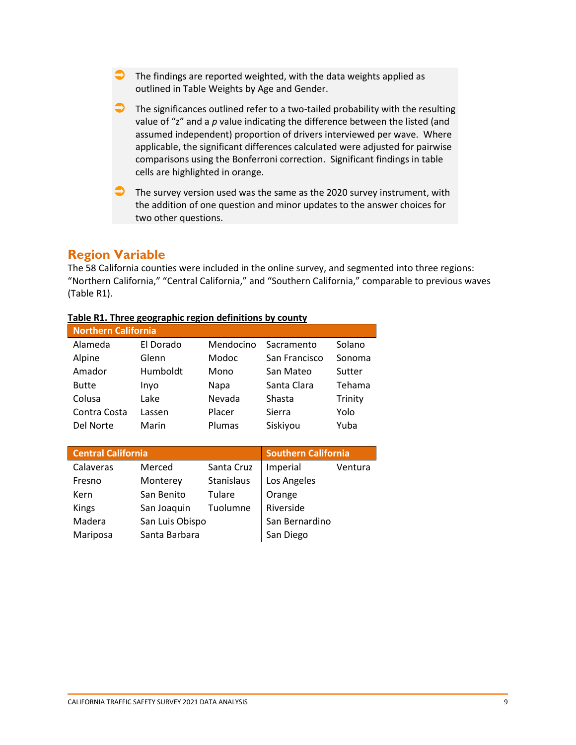- The findings are reported weighted, with the data weights applied as outlined in Table Weights by Age and Gender.
- The significances outlined refer to a two-tailed probability with the resulting value of "z" and a *p* value indicating the difference between the listed (and assumed independent) proportion of drivers interviewed per wave. Where applicable, the significant differences calculated were adjusted for pairwise comparisons using the Bonferroni correction. Significant findings in table cells are highlighted in orange.
- The survey version used was the same as the 2020 survey instrument, with the addition of one question and minor updates to the answer choices for two other questions.

## Region Variable

The 58 California counties were included in the online survey, and segmented into three regions: "Northern California," "Central California," and "Southern California," comparable to previous waves (Table R1).

**Table R1. Three geographic region definitions by county**

| Northern California | | | | |
|---|---|---|---|---|
| Alameda | El Dorado | Mendocino | Sacramento | Solano |
| Alpine | Glenn | Modoc | San Francisco | Sonoma |
| Amador | Humboldt | Mono | San Mateo | Sutter |
| Butte | Inyo | Napa | Santa Clara | Tehama |
| Colusa | Lake | Nevada | Shasta | Trinity |
| Contra Costa | Lassen | Placer | Sierra | Yolo |
| Del Norte | Marin | Plumas | Siskiyou | Yuba |

| Central California | | | Southern California | |
|---|---|---|---|---|
| Calaveras | Merced | Santa Cruz | Imperial | Ventura |
| Fresno | Monterey | Stanislaus | Los Angeles | |
| Kern | San Benito | Tulare | Orange | |
| Kings | San Joaquin | Tuolumne | Riverside | |
| Madera | San Luis Obispo | | San Bernardino | |
| Mariposa | Santa Barbara | | San Diego | |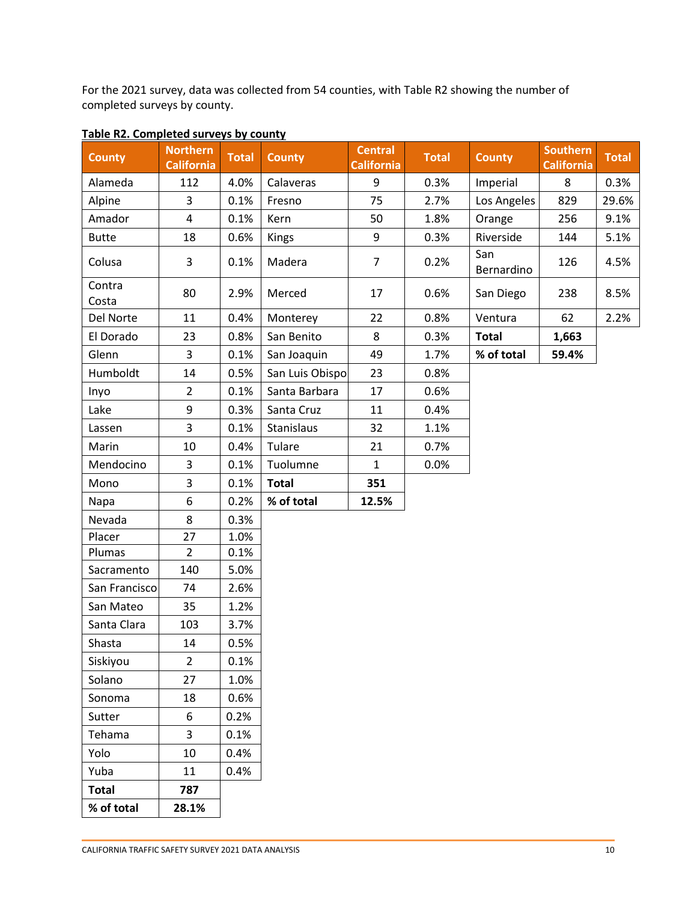For the 2021 survey, data was collected from 54 counties, with Table R2 showing the number of completed surveys by county.

**Table R2. Completed surveys by county**

| County | Northern California | Total | County | Central California | Total | County | Southern California | Total |
|---|---|---|---|---|---|---|---|---|
| Alameda | 112 | 4.0% | Calaveras | 9 | 0.3% | Imperial | 8 | 0.3% |
| Alpine | 3 | 0.1% | Fresno | 75 | 2.7% | Los Angeles | 829 | 29.6% |
| Amador | 4 | 0.1% | Kern | 50 | 1.8% | Orange | 256 | 9.1% |
| Butte | 18 | 0.6% | Kings | 9 | 0.3% | Riverside | 144 | 5.1% |
| Colusa | 3 | 0.1% | Madera | 7 | 0.2% | San Bernardino | 126 | 4.5% |
| Contra Costa | 80 | 2.9% | Merced | 17 | 0.6% | San Diego | 238 | 8.5% |
| Del Norte | 11 | 0.4% | Monterey | 22 | 0.8% | Ventura | 62 | 2.2% |
| El Dorado | 23 | 0.8% | San Benito | 8 | 0.3% | **Total** | **1,663** | |
| Glenn | 3 | 0.1% | San Joaquin | 49 | 1.7% | **% of total** | **59.4%** | |
| Humboldt | 14 | 0.5% | San Luis Obispo | 23 | 0.8% | | | |
| Inyo | 2 | 0.1% | Santa Barbara | 17 | 0.6% | | | |
| Lake | 9 | 0.3% | Santa Cruz | 11 | 0.4% | | | |
| Lassen | 3 | 0.1% | Stanislaus | 32 | 1.1% | | | |
| Marin | 10 | 0.4% | Tulare | 21 | 0.7% | | | |
| Mendocino | 3 | 0.1% | Tuolumne | 1 | 0.0% | | | |
| Mono | 3 | 0.1% | **Total** | **351** | | | | |
| Napa | 6 | 0.2% | **% of total** | **12.5%** | | | | |
| Nevada | 8 | 0.3% | | | | | | |
| Placer | 27 | 1.0% | | | | | | |
| Plumas | 2 | 0.1% | | | | | | |
| Sacramento | 140 | 5.0% | | | | | | |
| San Francisco | 74 | 2.6% | | | | | | |
| San Mateo | 35 | 1.2% | | | | | | |
| Santa Clara | 103 | 3.7% | | | | | | |
| Shasta | 14 | 0.5% | | | | | | |
| Siskiyou | 2 | 0.1% | | | | | | |
| Solano | 27 | 1.0% | | | | | | |
| Sonoma | 18 | 0.6% | | | | | | |
| Sutter | 6 | 0.2% | | | | | | |
| Tehama | 3 | 0.1% | | | | | | |
| Yolo | 10 | 0.4% | | | | | | |
| Yuba | 11 | 0.4% | | | | | | |
| **Total** | **787** | | | | | | | |
| **% of total** | **28.1%** | | | | | | | |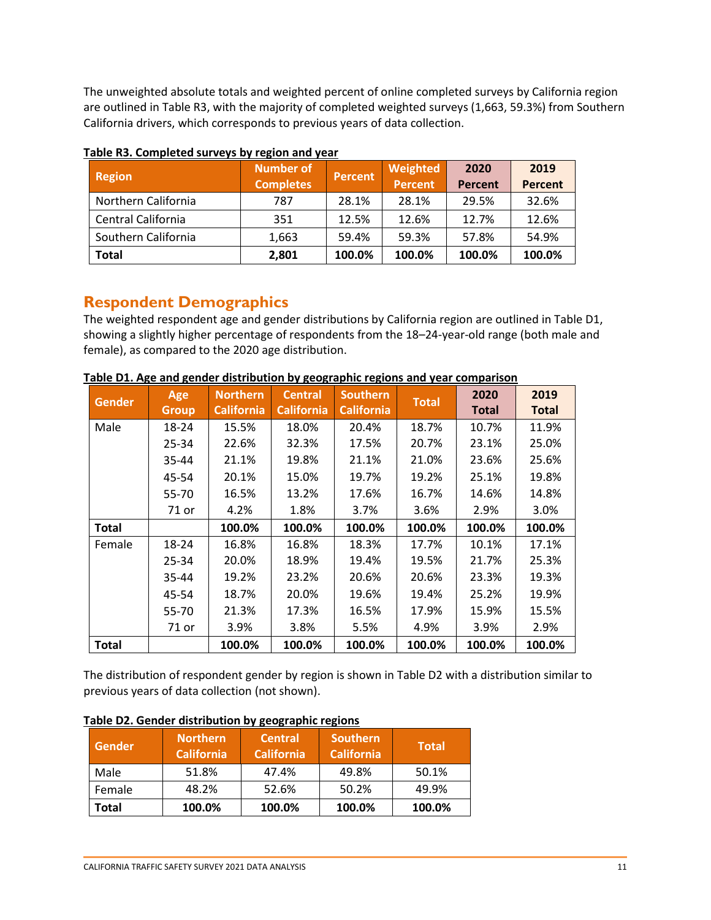The unweighted absolute totals and weighted percent of online completed surveys by California region are outlined in Table R3, with the majority of completed weighted surveys (1,663, 59.3%) from Southern California drivers, which corresponds to previous years of data collection.

**Table R3. Completed surveys by region and year**

| Region | Number of Completes | Percent | Weighted Percent | 2020 Percent | 2019 Percent |
|---|---|---|---|---|---|
| Northern California | 787 | 28.1% | 28.1% | 29.5% | 32.6% |
| Central California | 351 | 12.5% | 12.6% | 12.7% | 12.6% |
| Southern California | 1,663 | 59.4% | 59.3% | 57.8% | 54.9% |
| **Total** | **2,801** | **100.0%** | **100.0%** | **100.0%** | **100.0%** |

## Respondent Demographics

The weighted respondent age and gender distributions by California region are outlined in Table D1, showing a slightly higher percentage of respondents from the 18–24-year-old range (both male and female), as compared to the 2020 age distribution.

**Table D1. Age and gender distribution by geographic regions and year comparison**

| Gender | Age Group | Northern California | Central California | Southern California | Total | 2020 Total | 2019 Total |
|---|---|---|---|---|---|---|---|
| Male | 18-24 | 15.5% | 18.0% | 20.4% | 18.7% | 10.7% | 11.9% |
| | 25-34 | 22.6% | 32.3% | 17.5% | 20.7% | 23.1% | 25.0% |
| | 35-44 | 21.1% | 19.8% | 21.1% | 21.0% | 23.6% | 25.6% |
| | 45-54 | 20.1% | 15.0% | 19.7% | 19.2% | 25.1% | 19.8% |
| | 55-70 | 16.5% | 13.2% | 17.6% | 16.7% | 14.6% | 14.8% |
| | 71 or | 4.2% | 1.8% | 3.7% | 3.6% | 2.9% | 3.0% |
| **Total** | | **100.0%** | **100.0%** | **100.0%** | **100.0%** | **100.0%** | **100.0%** |
| Female | 18-24 | 16.8% | 16.8% | 18.3% | 17.7% | 10.1% | 17.1% |
| | 25-34 | 20.0% | 18.9% | 19.4% | 19.5% | 21.7% | 25.3% |
| | 35-44 | 19.2% | 23.2% | 20.6% | 20.6% | 23.3% | 19.3% |
| | 45-54 | 18.7% | 20.0% | 19.6% | 19.4% | 25.2% | 19.9% |
| | 55-70 | 21.3% | 17.3% | 16.5% | 17.9% | 15.9% | 15.5% |
| | 71 or | 3.9% | 3.8% | 5.5% | 4.9% | 3.9% | 2.9% |
| **Total** | | **100.0%** | **100.0%** | **100.0%** | **100.0%** | **100.0%** | **100.0%** |

The distribution of respondent gender by region is shown in Table D2 with a distribution similar to previous years of data collection (not shown).

**Table D2. Gender distribution by geographic regions**

| Gender | Northern California | Central California | Southern California | Total |
|---|---|---|---|---|
| Male | 51.8% | 47.4% | 49.8% | 50.1% |
| Female | 48.2% | 52.6% | 50.2% | 49.9% |
| **Total** | **100.0%** | **100.0%** | **100.0%** | **100.0%** |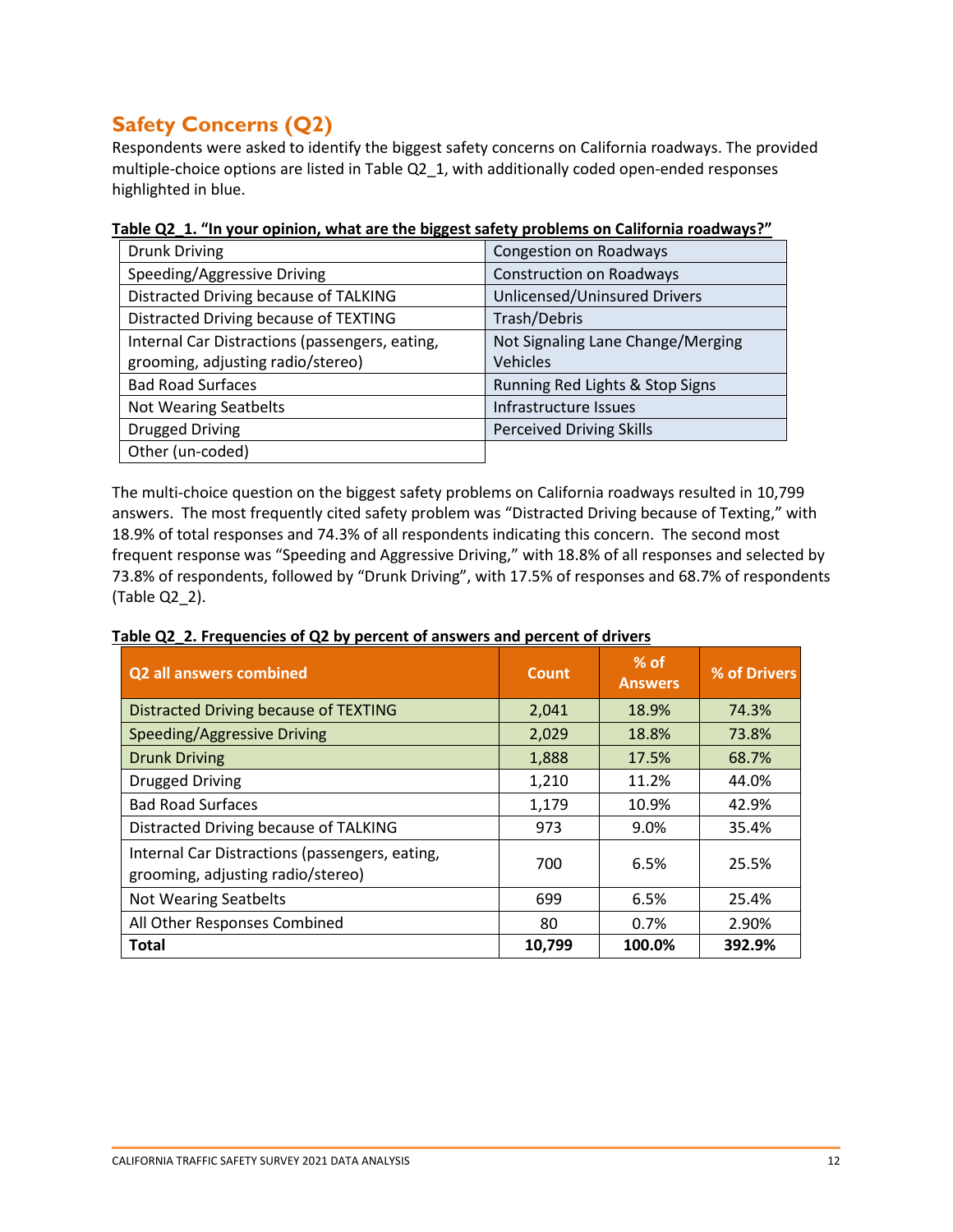## Safety Concerns (Q2)

Respondents were asked to identify the biggest safety concerns on California roadways. The provided multiple-choice options are listed in Table Q2_1, with additionally coded open-ended responses highlighted in blue.

**Table Q2_1. "In your opinion, what are the biggest safety problems on California roadways?"**

| | |
|---|---|
| Drunk Driving | Congestion on Roadways |
| Speeding/Aggressive Driving | Construction on Roadways |
| Distracted Driving because of TALKING | Unlicensed/Uninsured Drivers |
| Distracted Driving because of TEXTING | Trash/Debris |
| Internal Car Distractions (passengers, eating, grooming, adjusting radio/stereo) | Not Signaling Lane Change/Merging Vehicles |
| Bad Road Surfaces | Running Red Lights & Stop Signs |
| Not Wearing Seatbelts | Infrastructure Issues |
| Drugged Driving | Perceived Driving Skills |
| Other (un-coded) | |

The multi-choice question on the biggest safety problems on California roadways resulted in 10,799 answers. The most frequently cited safety problem was "Distracted Driving because of Texting," with 18.9% of total responses and 74.3% of all respondents indicating this concern. The second most frequent response was "Speeding and Aggressive Driving," with 18.8% of all responses and selected by 73.8% of respondents, followed by "Drunk Driving", with 17.5% of responses and 68.7% of respondents (Table Q2_2).

**Table Q2_2. Frequencies of Q2 by percent of answers and percent of drivers**

| Q2 all answers combined | Count | % of Answers | % of Drivers |
|---|---|---|---|
| Distracted Driving because of TEXTING | 2,041 | 18.9% | 74.3% |
| Speeding/Aggressive Driving | 2,029 | 18.8% | 73.8% |
| Drunk Driving | 1,888 | 17.5% | 68.7% |
| Drugged Driving | 1,210 | 11.2% | 44.0% |
| Bad Road Surfaces | 1,179 | 10.9% | 42.9% |
| Distracted Driving because of TALKING | 973 | 9.0% | 35.4% |
| Internal Car Distractions (passengers, eating, grooming, adjusting radio/stereo) | 700 | 6.5% | 25.5% |
| Not Wearing Seatbelts | 699 | 6.5% | 25.4% |
| All Other Responses Combined | 80 | 0.7% | 2.90% |
| **Total** | **10,799** | **100.0%** | **392.9%** |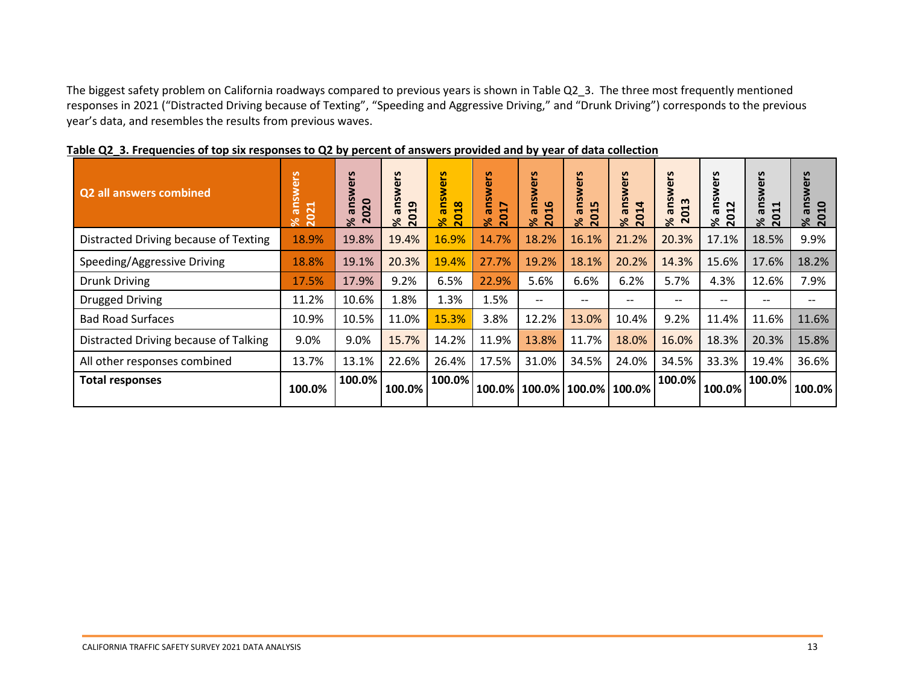The biggest safety problem on California roadways compared to previous years is shown in Table Q2_3. The three most frequently mentioned responses in 2021 ("Distracted Driving because of Texting", "Speeding and Aggressive Driving," and "Drunk Driving") corresponds to the previous year's data, and resembles the results from previous waves.

**Table Q2_3. Frequencies of top six responses to Q2 by percent of answers provided and by year of data collection**

| Q2 all answers combined | % answers 2021 | % answers 2020 | % answers 2019 | % answers 2018 | % answers 2017 | % answers 2016 | % answers 2015 | % answers 2014 | % answers 2013 | % answers 2012 | % answers 2011 | % answers 2010 |
|---|---|---|---|---|---|---|---|---|---|---|---|---|
| Distracted Driving because of Texting | 18.9% | 19.8% | 19.4% | 16.9% | 14.7% | 18.2% | 16.1% | 21.2% | 20.3% | 17.1% | 18.5% | 9.9% |
| Speeding/Aggressive Driving | 18.8% | 19.1% | 20.3% | 19.4% | 27.7% | 19.2% | 18.1% | 20.2% | 14.3% | 15.6% | 17.6% | 18.2% |
| Drunk Driving | 17.5% | 17.9% | 9.2% | 6.5% | 22.9% | 5.6% | 6.6% | 6.2% | 5.7% | 4.3% | 12.6% | 7.9% |
| Drugged Driving | 11.2% | 10.6% | 1.8% | 1.3% | 1.5% | -- | -- | -- | -- | -- | -- | -- |
| Bad Road Surfaces | 10.9% | 10.5% | 11.0% | 15.3% | 3.8% | 12.2% | 13.0% | 10.4% | 9.2% | 11.4% | 11.6% | 11.6% |
| Distracted Driving because of Talking | 9.0% | 9.0% | 15.7% | 14.2% | 11.9% | 13.8% | 11.7% | 18.0% | 16.0% | 18.3% | 20.3% | 15.8% |
| All other responses combined | 13.7% | 13.1% | 22.6% | 26.4% | 17.5% | 31.0% | 34.5% | 24.0% | 34.5% | 33.3% | 19.4% | 36.6% |
| **Total responses** | **100.0%** | **100.0%** | **100.0%** | **100.0%** | **100.0%** | **100.0%** | **100.0%** | **100.0%** | **100.0%** | **100.0%** | **100.0%** | **100.0%** |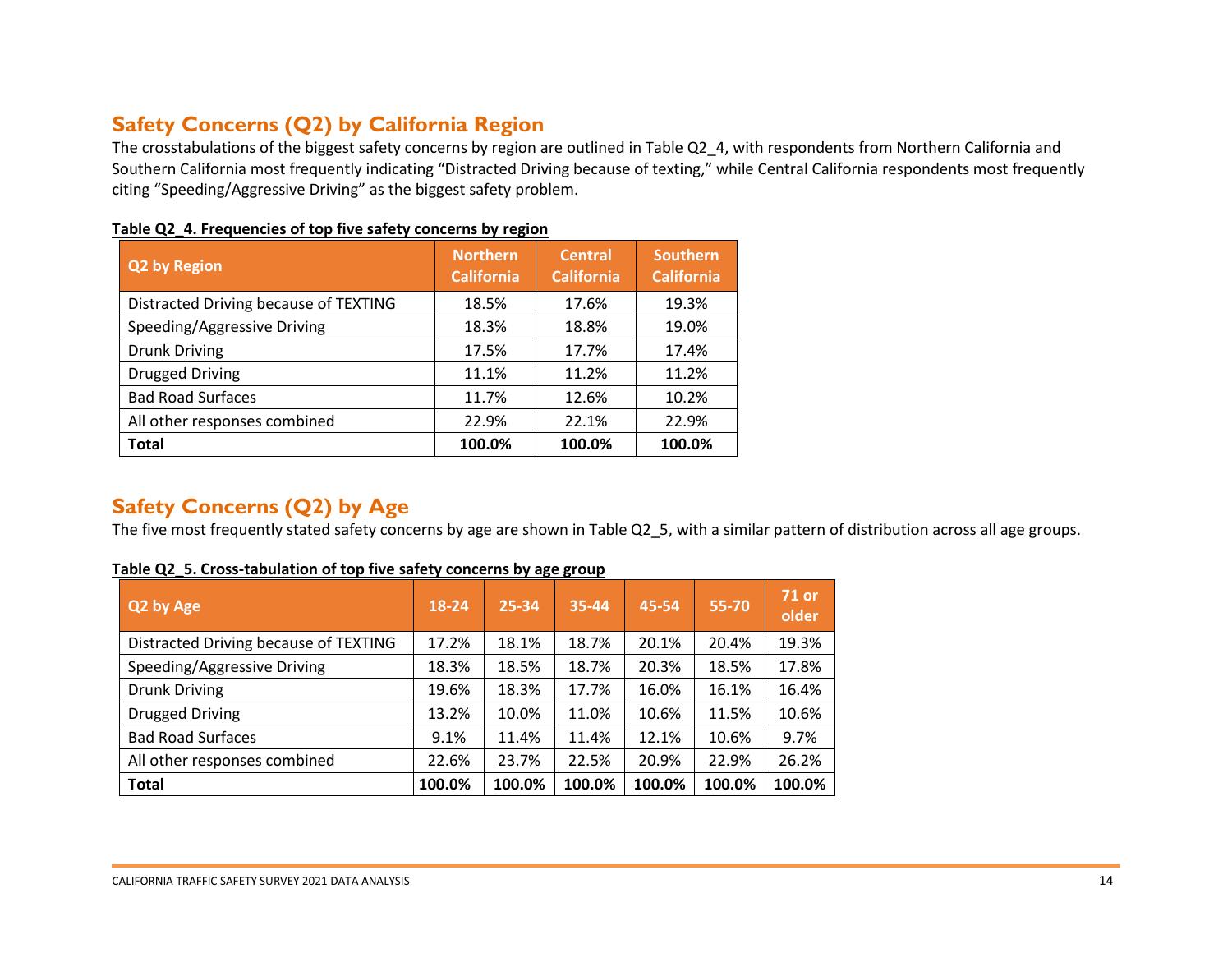## Safety Concerns (Q2) by California Region

The crosstabulations of the biggest safety concerns by region are outlined in Table Q2_4, with respondents from Northern California and Southern California most frequently indicating "Distracted Driving because of texting," while Central California respondents most frequently citing "Speeding/Aggressive Driving" as the biggest safety problem.

**Table Q2_4. Frequencies of top five safety concerns by region**

| Q2 by Region | Northern California | Central California | Southern California |
|---|---|---|---|
| Distracted Driving because of TEXTING | 18.5% | 17.6% | 19.3% |
| Speeding/Aggressive Driving | 18.3% | 18.8% | 19.0% |
| Drunk Driving | 17.5% | 17.7% | 17.4% |
| Drugged Driving | 11.1% | 11.2% | 11.2% |
| Bad Road Surfaces | 11.7% | 12.6% | 10.2% |
| All other responses combined | 22.9% | 22.1% | 22.9% |
| **Total** | **100.0%** | **100.0%** | **100.0%** |

## Safety Concerns (Q2) by Age

The five most frequently stated safety concerns by age are shown in Table Q2_5, with a similar pattern of distribution across all age groups.

**Table Q2_5. Cross-tabulation of top five safety concerns by age group**

| Q2 by Age | 18-24 | 25-34 | 35-44 | 45-54 | 55-70 | 71 or older |
|---|---|---|---|---|---|---|
| Distracted Driving because of TEXTING | 17.2% | 18.1% | 18.7% | 20.1% | 20.4% | 19.3% |
| Speeding/Aggressive Driving | 18.3% | 18.5% | 18.7% | 20.3% | 18.5% | 17.8% |
| Drunk Driving | 19.6% | 18.3% | 17.7% | 16.0% | 16.1% | 16.4% |
| Drugged Driving | 13.2% | 10.0% | 11.0% | 10.6% | 11.5% | 10.6% |
| Bad Road Surfaces | 9.1% | 11.4% | 11.4% | 12.1% | 10.6% | 9.7% |
| All other responses combined | 22.6% | 23.7% | 22.5% | 20.9% | 22.9% | 26.2% |
| **Total** | **100.0%** | **100.0%** | **100.0%** | **100.0%** | **100.0%** | **100.0%** |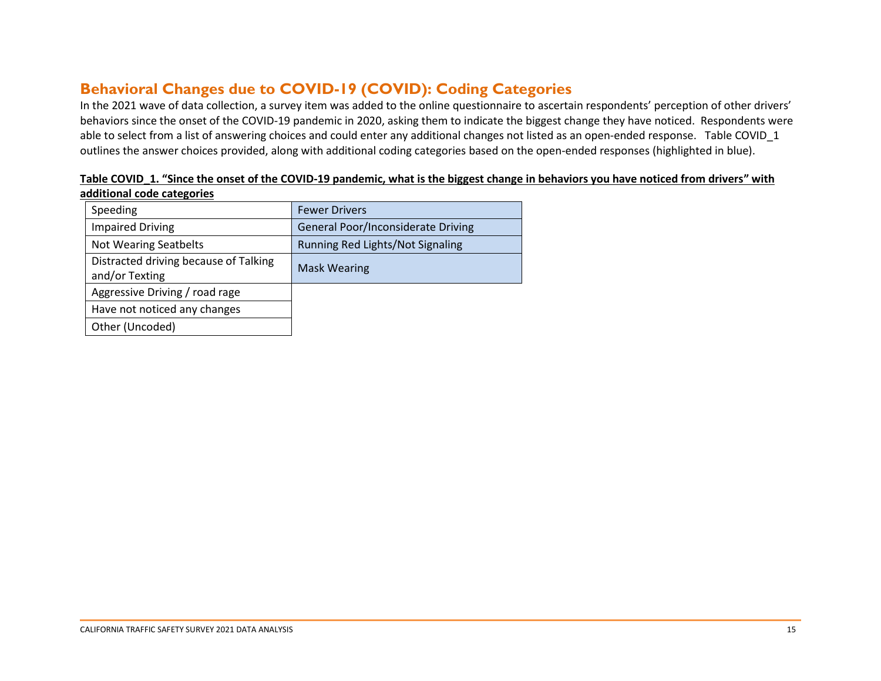## Behavioral Changes due to COVID-19 (COVID): Coding Categories

In the 2021 wave of data collection, a survey item was added to the online questionnaire to ascertain respondents' perception of other drivers' behaviors since the onset of the COVID-19 pandemic in 2020, asking them to indicate the biggest change they have noticed. Respondents were able to select from a list of answering choices and could enter any additional changes not listed as an open-ended response. Table COVID_1 outlines the answer choices provided, along with additional coding categories based on the open-ended responses (highlighted in blue).

**Table COVID_1. "Since the onset of the COVID-19 pandemic, what is the biggest change in behaviors you have noticed from drivers" with additional code categories**

| | |
|---|---|
| Speeding | Fewer Drivers |
| Impaired Driving | General Poor/Inconsiderate Driving |
| Not Wearing Seatbelts | Running Red Lights/Not Signaling |
| Distracted driving because of Talking and/or Texting | Mask Wearing |
| Aggressive Driving / road rage | |
| Have not noticed any changes | |
| Other (Uncoded) | |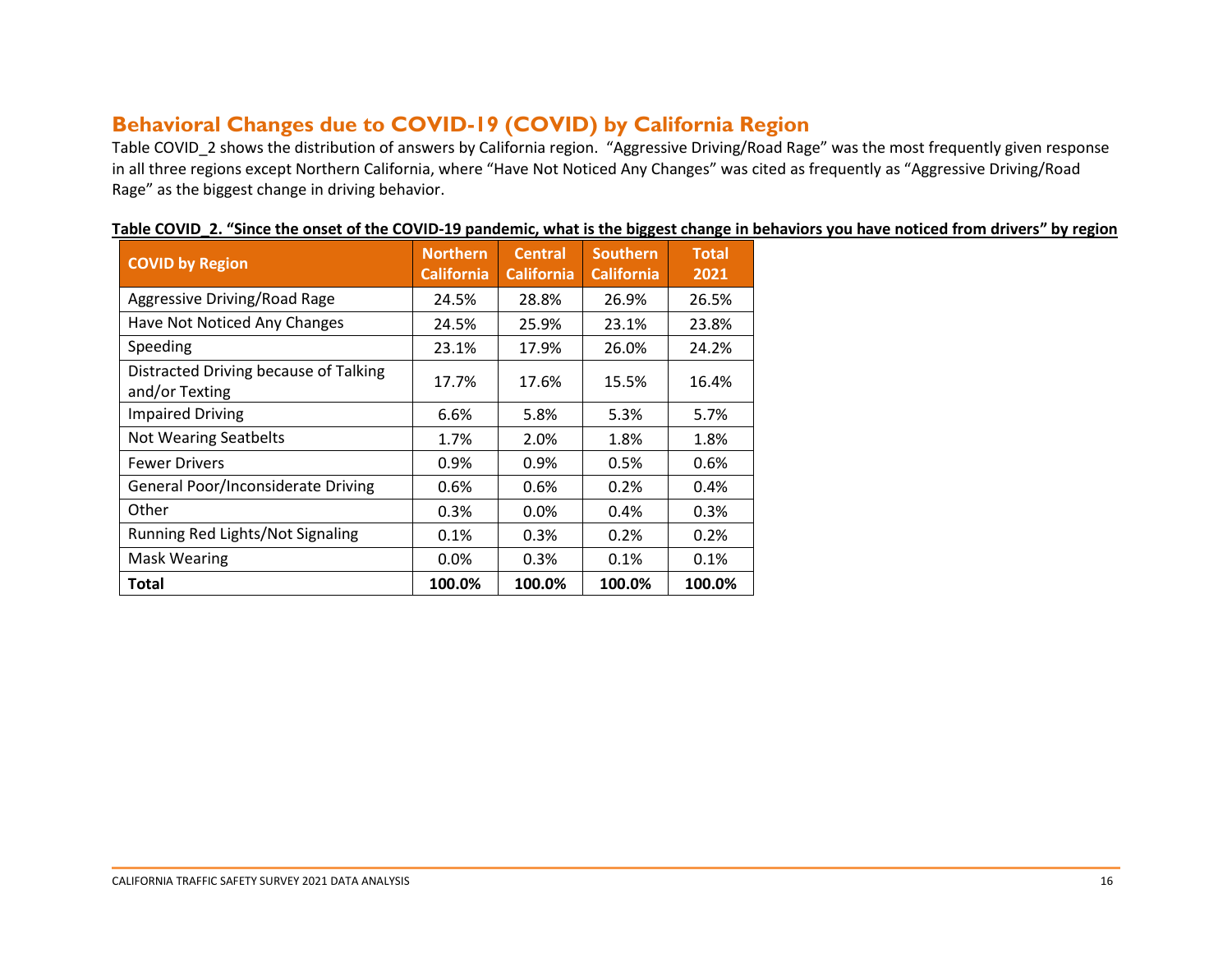## Behavioral Changes due to COVID-19 (COVID) by California Region

Table COVID_2 shows the distribution of answers by California region. "Aggressive Driving/Road Rage" was the most frequently given response in all three regions except Northern California, where "Have Not Noticed Any Changes" was cited as frequently as "Aggressive Driving/Road Rage" as the biggest change in driving behavior.

**Table COVID_2. "Since the onset of the COVID-19 pandemic, what is the biggest change in behaviors you have noticed from drivers" by region**

| COVID by Region | Northern California | Central California | Southern California | Total 2021 |
|---|---|---|---|---|
| Aggressive Driving/Road Rage | 24.5% | 28.8% | 26.9% | 26.5% |
| Have Not Noticed Any Changes | 24.5% | 25.9% | 23.1% | 23.8% |
| Speeding | 23.1% | 17.9% | 26.0% | 24.2% |
| Distracted Driving because of Talking and/or Texting | 17.7% | 17.6% | 15.5% | 16.4% |
| Impaired Driving | 6.6% | 5.8% | 5.3% | 5.7% |
| Not Wearing Seatbelts | 1.7% | 2.0% | 1.8% | 1.8% |
| Fewer Drivers | 0.9% | 0.9% | 0.5% | 0.6% |
| General Poor/Inconsiderate Driving | 0.6% | 0.6% | 0.2% | 0.4% |
| Other | 0.3% | 0.0% | 0.4% | 0.3% |
| Running Red Lights/Not Signaling | 0.1% | 0.3% | 0.2% | 0.2% |
| Mask Wearing | 0.0% | 0.3% | 0.1% | 0.1% |
| **Total** | **100.0%** | **100.0%** | **100.0%** | **100.0%** |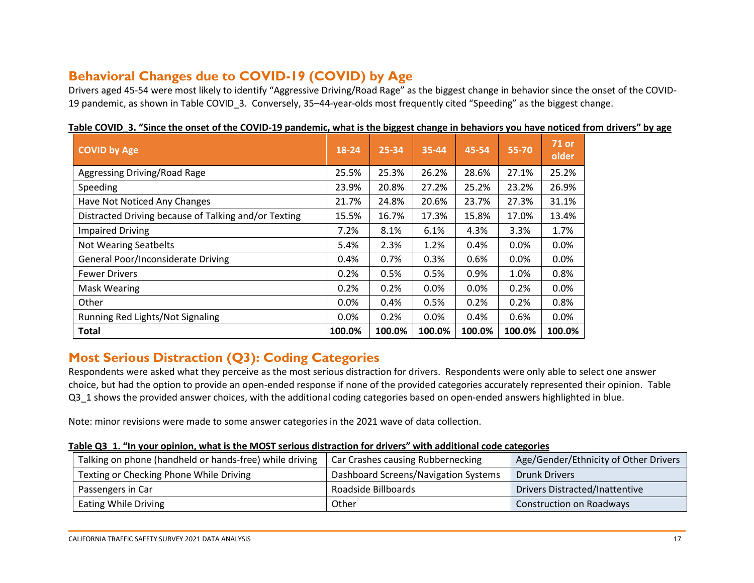## Behavioral Changes due to COVID-19 (COVID) by Age

Drivers aged 45-54 were most likely to identify "Aggressive Driving/Road Rage" as the biggest change in behavior since the onset of the COVID-19 pandemic, as shown in Table COVID_3. Conversely, 35–44-year-olds most frequently cited "Speeding" as the biggest change.

**Table COVID_3. "Since the onset of the COVID-19 pandemic, what is the biggest change in behaviors you have noticed from drivers" by age**

| COVID by Age | 18-24 | 25-34 | 35-44 | 45-54 | 55-70 | 71 or older |
|---|---|---|---|---|---|---|
| Aggressing Driving/Road Rage | 25.5% | 25.3% | 26.2% | 28.6% | 27.1% | 25.2% |
| Speeding | 23.9% | 20.8% | 27.2% | 25.2% | 23.2% | 26.9% |
| Have Not Noticed Any Changes | 21.7% | 24.8% | 20.6% | 23.7% | 27.3% | 31.1% |
| Distracted Driving because of Talking and/or Texting | 15.5% | 16.7% | 17.3% | 15.8% | 17.0% | 13.4% |
| Impaired Driving | 7.2% | 8.1% | 6.1% | 4.3% | 3.3% | 1.7% |
| Not Wearing Seatbelts | 5.4% | 2.3% | 1.2% | 0.4% | 0.0% | 0.0% |
| General Poor/Inconsiderate Driving | 0.4% | 0.7% | 0.3% | 0.6% | 0.0% | 0.0% |
| Fewer Drivers | 0.2% | 0.5% | 0.5% | 0.9% | 1.0% | 0.8% |
| Mask Wearing | 0.2% | 0.2% | 0.0% | 0.0% | 0.2% | 0.0% |
| Other | 0.0% | 0.4% | 0.5% | 0.2% | 0.2% | 0.8% |
| Running Red Lights/Not Signaling | 0.0% | 0.2% | 0.0% | 0.4% | 0.6% | 0.0% |
| **Total** | **100.0%** | **100.0%** | **100.0%** | **100.0%** | **100.0%** | **100.0%** |

## Most Serious Distraction (Q3): Coding Categories

Respondents were asked what they perceive as the most serious distraction for drivers. Respondents were only able to select one answer choice, but had the option to provide an open-ended response if none of the provided categories accurately represented their opinion. Table Q3_1 shows the provided answer choices, with the additional coding categories based on open-ended answers highlighted in blue.

Note: minor revisions were made to some answer categories in the 2021 wave of data collection.

**Table Q3_1. "In your opinion, what is the MOST serious distraction for drivers" with additional code categories**

| | | |
|---|---|---|
| Talking on phone (handheld or hands-free) while driving | Car Crashes causing Rubbernecking | Age/Gender/Ethnicity of Other Drivers |
| Texting or Checking Phone While Driving | Dashboard Screens/Navigation Systems | Drunk Drivers |
| Passengers in Car | Roadside Billboards | Drivers Distracted/Inattentive |
| Eating While Driving | Other | Construction on Roadways |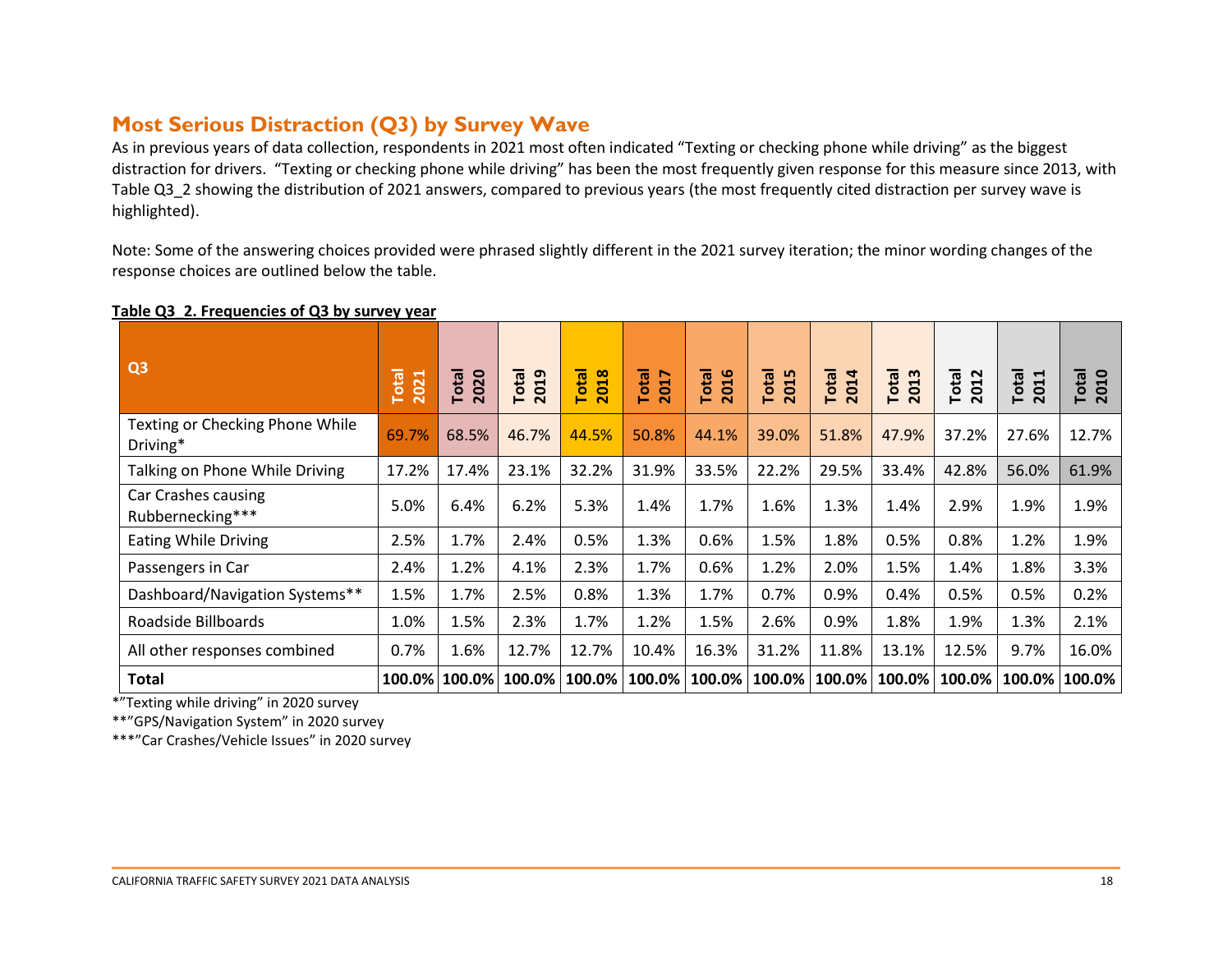## Most Serious Distraction (Q3) by Survey Wave

As in previous years of data collection, respondents in 2021 most often indicated "Texting or checking phone while driving" as the biggest distraction for drivers. "Texting or checking phone while driving" has been the most frequently given response for this measure since 2013, with Table Q3_2 showing the distribution of 2021 answers, compared to previous years (the most frequently cited distraction per survey wave is highlighted).

Note: Some of the answering choices provided were phrased slightly different in the 2021 survey iteration; the minor wording changes of the response choices are outlined below the table.

**Table Q3_2. Frequencies of Q3 by survey year**

| Q3 | Total 2021 | Total 2020 | Total 2019 | Total 2018 | Total 2017 | Total 2016 | Total 2015 | Total 2014 | Total 2013 | Total 2012 | Total 2011 | Total 2010 |
|---|---|---|---|---|---|---|---|---|---|---|---|---|
| Texting or Checking Phone While Driving* | 69.7% | 68.5% | 46.7% | 44.5% | 50.8% | 44.1% | 39.0% | 51.8% | 47.9% | 37.2% | 27.6% | 12.7% |
| Talking on Phone While Driving | 17.2% | 17.4% | 23.1% | 32.2% | 31.9% | 33.5% | 22.2% | 29.5% | 33.4% | 42.8% | 56.0% | 61.9% |
| Car Crashes causing Rubbernecking*** | 5.0% | 6.4% | 6.2% | 5.3% | 1.4% | 1.7% | 1.6% | 1.3% | 1.4% | 2.9% | 1.9% | 1.9% |
| Eating While Driving | 2.5% | 1.7% | 2.4% | 0.5% | 1.3% | 0.6% | 1.5% | 1.8% | 0.5% | 0.8% | 1.2% | 1.9% |
| Passengers in Car | 2.4% | 1.2% | 4.1% | 2.3% | 1.7% | 0.6% | 1.2% | 2.0% | 1.5% | 1.4% | 1.8% | 3.3% |
| Dashboard/Navigation Systems** | 1.5% | 1.7% | 2.5% | 0.8% | 1.3% | 1.7% | 0.7% | 0.9% | 0.4% | 0.5% | 0.5% | 0.2% |
| Roadside Billboards | 1.0% | 1.5% | 2.3% | 1.7% | 1.2% | 1.5% | 2.6% | 0.9% | 1.8% | 1.9% | 1.3% | 2.1% |
| All other responses combined | 0.7% | 1.6% | 12.7% | 12.7% | 10.4% | 16.3% | 31.2% | 11.8% | 13.1% | 12.5% | 9.7% | 16.0% |
| **Total** | **100.0%** | **100.0%** | **100.0%** | **100.0%** | **100.0%** | **100.0%** | **100.0%** | **100.0%** | **100.0%** | **100.0%** | **100.0%** | **100.0%** |

*"Texting while driving" in 2020 survey

**"GPS/Navigation System" in 2020 survey

***"Car Crashes/Vehicle Issues" in 2020 survey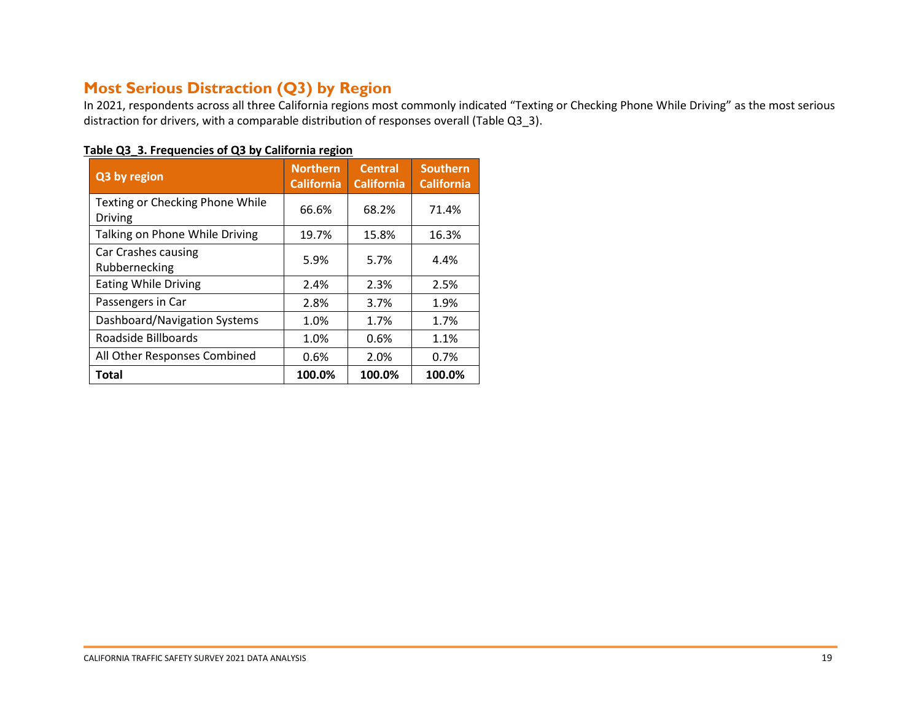## Most Serious Distraction (Q3) by Region

In 2021, respondents across all three California regions most commonly indicated “Texting or Checking Phone While Driving” as the most serious distraction for drivers, with a comparable distribution of responses overall (Table Q3_3).

**Table Q3_3. Frequencies of Q3 by California region**

| Q3 by region | Northern California | Central California | Southern California |
|---|---|---|---|
| Texting or Checking Phone While Driving | 66.6% | 68.2% | 71.4% |
| Talking on Phone While Driving | 19.7% | 15.8% | 16.3% |
| Car Crashes causing Rubbernecking | 5.9% | 5.7% | 4.4% |
| Eating While Driving | 2.4% | 2.3% | 2.5% |
| Passengers in Car | 2.8% | 3.7% | 1.9% |
| Dashboard/Navigation Systems | 1.0% | 1.7% | 1.7% |
| Roadside Billboards | 1.0% | 0.6% | 1.1% |
| All Other Responses Combined | 0.6% | 2.0% | 0.7% |
| **Total** | **100.0%** | **100.0%** | **100.0%** |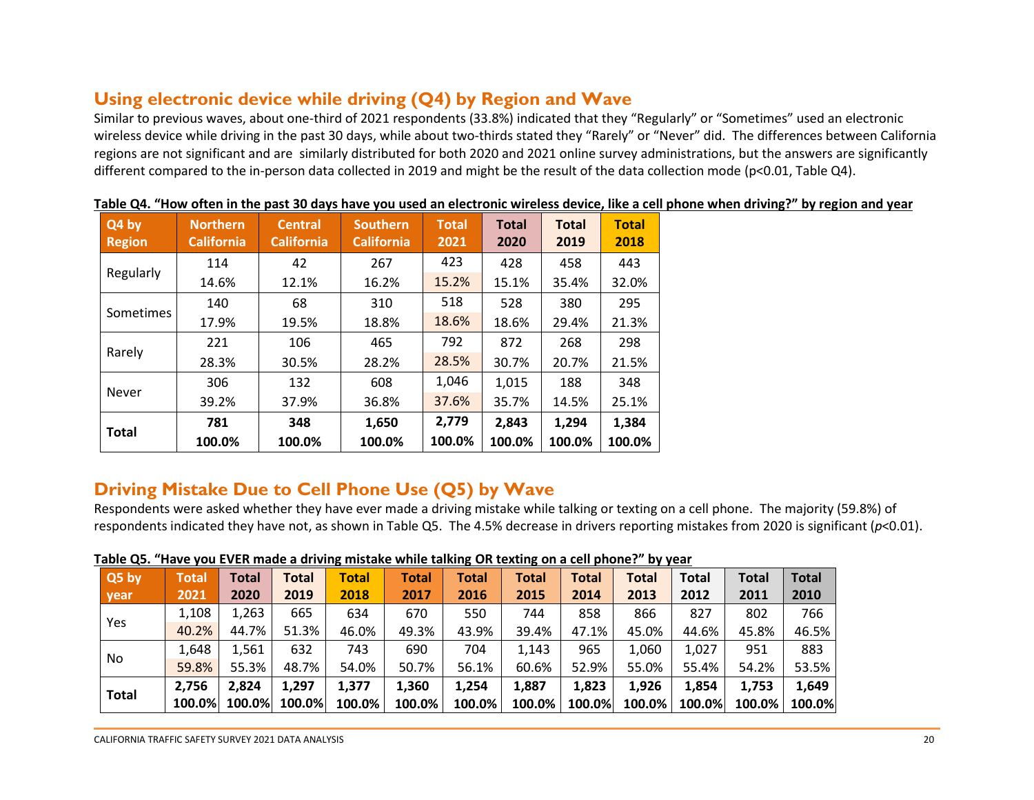## Using electronic device while driving (Q4) by Region and Wave

Similar to previous waves, about one-third of 2021 respondents (33.8%) indicated that they "Regularly" or "Sometimes" used an electronic wireless device while driving in the past 30 days, while about two-thirds stated they "Rarely" or "Never" did. The differences between California regions are not significant and are similarly distributed for both 2020 and 2021 online survey administrations, but the answers are significantly different compared to the in-person data collected in 2019 and might be the result of the data collection mode (p<0.01, Table Q4).

**Table Q4. "How often in the past 30 days have you used an electronic wireless device, like a cell phone when driving?" by region and year**

| Q4 by Region | Northern California | Central California | Southern California | Total 2021 | Total 2020 | Total 2019 | Total 2018 |
|---|---|---|---|---|---|---|---|
| Regularly | 114 | 42 | 267 | 423 | 428 | 458 | 443 |
| | 14.6% | 12.1% | 16.2% | 15.2% | 15.1% | 35.4% | 32.0% |
| Sometimes | 140 | 68 | 310 | 518 | 528 | 380 | 295 |
| | 17.9% | 19.5% | 18.8% | 18.6% | 18.6% | 29.4% | 21.3% |
| Rarely | 221 | 106 | 465 | 792 | 872 | 268 | 298 |
| | 28.3% | 30.5% | 28.2% | 28.5% | 30.7% | 20.7% | 21.5% |
| Never | 306 | 132 | 608 | 1,046 | 1,015 | 188 | 348 |
| | 39.2% | 37.9% | 36.8% | 37.6% | 35.7% | 14.5% | 25.1% |
| **Total** | **781** | **348** | **1,650** | **2,779** | **2,843** | **1,294** | **1,384** |
| | **100.0%** | **100.0%** | **100.0%** | **100.0%** | **100.0%** | **100.0%** | **100.0%** |

## Driving Mistake Due to Cell Phone Use (Q5) by Wave

Respondents were asked whether they have ever made a driving mistake while talking or texting on a cell phone. The majority (59.8%) of respondents indicated they have not, as shown in Table Q5. The 4.5% decrease in drivers reporting mistakes from 2020 is significant ($p<0.01$).

**Table Q5. "Have you EVER made a driving mistake while talking OR texting on a cell phone?" by year**

| Q5 by year | Total 2021 | Total 2020 | Total 2019 | Total 2018 | Total 2017 | Total 2016 | Total 2015 | Total 2014 | Total 2013 | Total 2012 | Total 2011 | Total 2010 |
|---|---|---|---|---|---|---|---|---|---|---|---|---|
| Yes | 1,108 | 1,263 | 665 | 634 | 670 | 550 | 744 | 858 | 866 | 827 | 802 | 766 |
| | 40.2% | 44.7% | 51.3% | 46.0% | 49.3% | 43.9% | 39.4% | 47.1% | 45.0% | 44.6% | 45.8% | 46.5% |
| No | 1,648 | 1,561 | 632 | 743 | 690 | 704 | 1,143 | 965 | 1,060 | 1,027 | 951 | 883 |
| | 59.8% | 55.3% | 48.7% | 54.0% | 50.7% | 56.1% | 60.6% | 52.9% | 55.0% | 55.4% | 54.2% | 53.5% |
| **Total** | **2,756** | **2,824** | **1,297** | **1,377** | **1,360** | **1,254** | **1,887** | **1,823** | **1,926** | **1,854** | **1,753** | **1,649** |
| | **100.0%** | **100.0%** | **100.0%** | **100.0%** | **100.0%** | **100.0%** | **100.0%** | **100.0%** | **100.0%** | **100.0%** | **100.0%** | **100.0%** |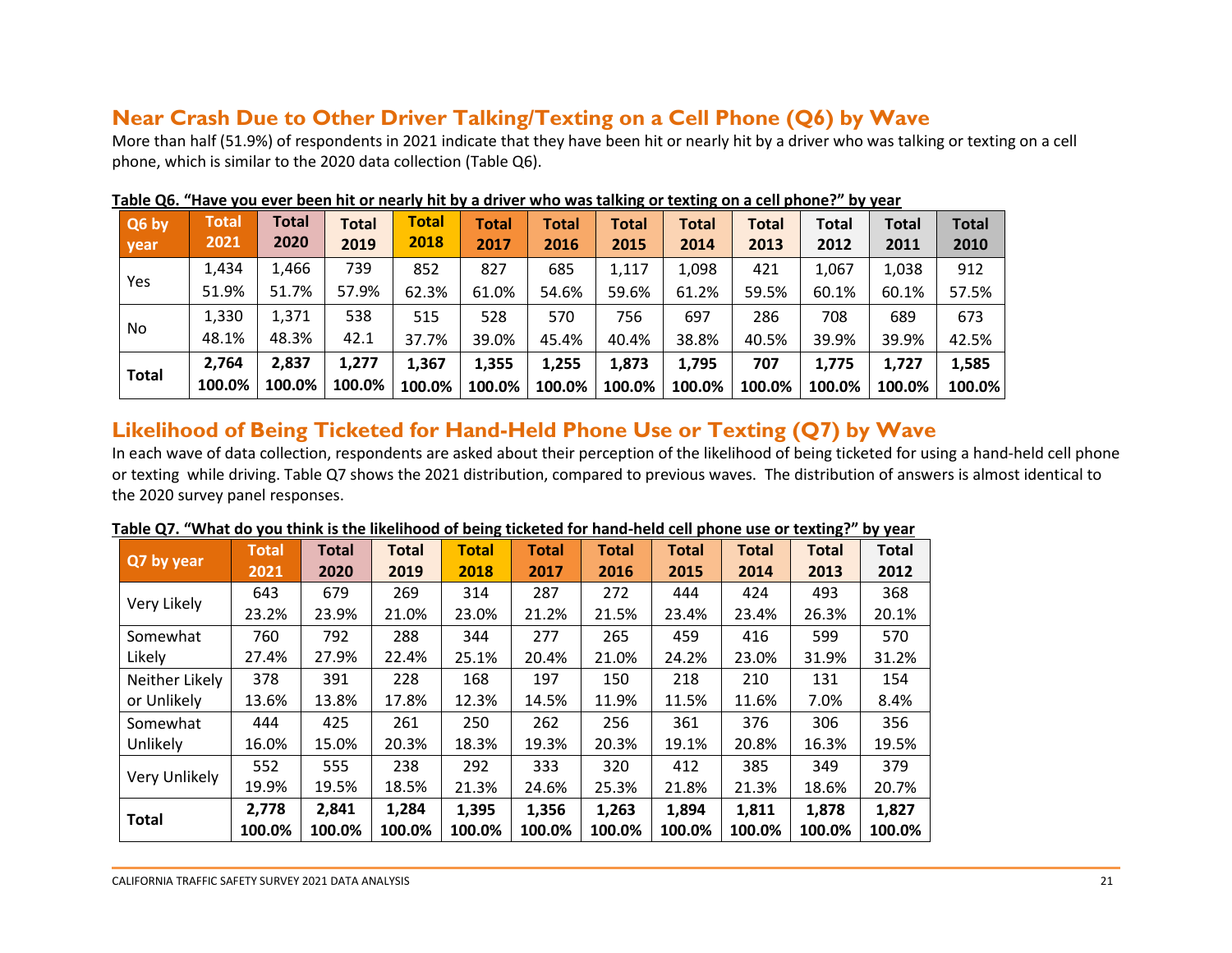## Near Crash Due to Other Driver Talking/Texting on a Cell Phone (Q6) by Wave

More than half (51.9%) of respondents in 2021 indicate that they have been hit or nearly hit by a driver who was talking or texting on a cell phone, which is similar to the 2020 data collection (Table Q6).

**Table Q6. "Have you ever been hit or nearly hit by a driver who was talking or texting on a cell phone?" by year**

| Q6 by year | Total 2021 | Total 2020 | Total 2019 | Total 2018 | Total 2017 | Total 2016 | Total 2015 | Total 2014 | Total 2013 | Total 2012 | Total 2011 | Total 2010 |
|---|---|---|---|---|---|---|---|---|---|---|---|---|
| Yes | 1,434<br>51.9% | 1,466<br>51.7% | 739<br>57.9% | 852<br>62.3% | 827<br>61.0% | 685<br>54.6% | 1,117<br>59.6% | 1,098<br>61.2% | 421<br>59.5% | 1,067<br>60.1% | 1,038<br>60.1% | 912<br>57.5% |
| No | 1,330<br>48.1% | 1,371<br>48.3% | 538<br>42.1 | 515<br>37.7% | 528<br>39.0% | 570<br>45.4% | 756<br>40.4% | 697<br>38.8% | 286<br>40.5% | 708<br>39.9% | 689<br>39.9% | 673<br>42.5% |
| **Total** | **2,764<br>100.0%** | **2,837<br>100.0%** | **1,277<br>100.0%** | **1,367<br>100.0%** | **1,355<br>100.0%** | **1,255<br>100.0%** | **1,873<br>100.0%** | **1,795<br>100.0%** | **707<br>100.0%** | **1,775<br>100.0%** | **1,727<br>100.0%** | **1,585<br>100.0%** |

## Likelihood of Being Ticketed for Hand-Held Phone Use or Texting (Q7) by Wave

In each wave of data collection, respondents are asked about their perception of the likelihood of being ticketed for using a hand-held cell phone or texting while driving. Table Q7 shows the 2021 distribution, compared to previous waves. The distribution of answers is almost identical to the 2020 survey panel responses.

**Table Q7. "What do you think is the likelihood of being ticketed for hand-held cell phone use or texting?" by year**

| Q7 by year | Total 2021 | Total 2020 | Total 2019 | Total 2018 | Total 2017 | Total 2016 | Total 2015 | Total 2014 | Total 2013 | Total 2012 |
|---|---|---|---|---|---|---|---|---|---|---|
| Very Likely | 643<br>23.2% | 679<br>23.9% | 269<br>21.0% | 314<br>23.0% | 287<br>21.2% | 272<br>21.5% | 444<br>23.4% | 424<br>23.4% | 493<br>26.3% | 368<br>20.1% |
| Somewhat Likely | 760<br>27.4% | 792<br>27.9% | 288<br>22.4% | 344<br>25.1% | 277<br>20.4% | 265<br>21.0% | 459<br>24.2% | 416<br>23.0% | 599<br>31.9% | 570<br>31.2% |
| Neither Likely or Unlikely | 378<br>13.6% | 391<br>13.8% | 228<br>17.8% | 168<br>12.3% | 197<br>14.5% | 150<br>11.9% | 218<br>11.5% | 210<br>11.6% | 131<br>7.0% | 154<br>8.4% |
| Somewhat Unlikely | 444<br>16.0% | 425<br>15.0% | 261<br>20.3% | 250<br>18.3% | 262<br>19.3% | 256<br>20.3% | 361<br>19.1% | 376<br>20.8% | 306<br>16.3% | 356<br>19.5% |
| Very Unlikely | 552<br>19.9% | 555<br>19.5% | 238<br>18.5% | 292<br>21.3% | 333<br>24.6% | 320<br>25.3% | 412<br>21.8% | 385<br>21.3% | 349<br>18.6% | 379<br>20.7% |
| **Total** | **2,778<br>100.0%** | **2,841<br>100.0%** | **1,284<br>100.0%** | **1,395<br>100.0%** | **1,356<br>100.0%** | **1,263<br>100.0%** | **1,894<br>100.0%** | **1,811<br>100.0%** | **1,878<br>100.0%** | **1,827<br>100.0%** |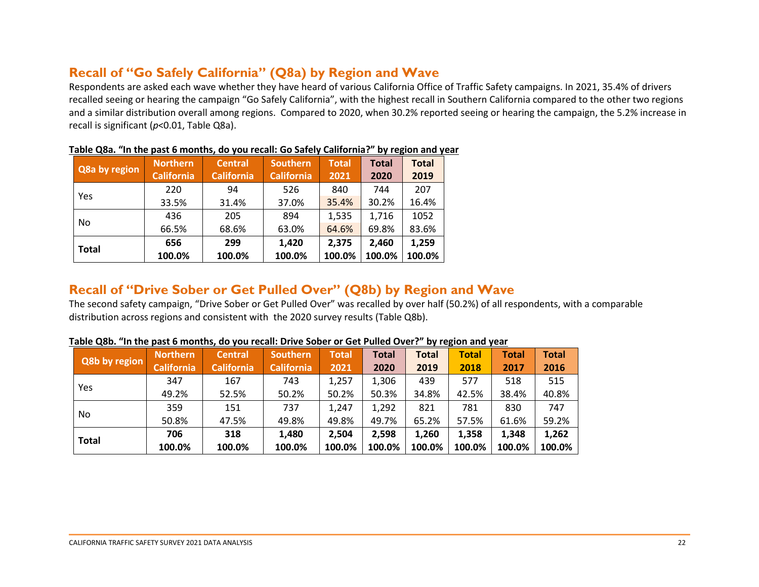## Recall of "Go Safely California" (Q8a) by Region and Wave

Respondents are asked each wave whether they have heard of various California Office of Traffic Safety campaigns. In 2021, 35.4% of drivers recalled seeing or hearing the campaign "Go Safely California", with the highest recall in Southern California compared to the other two regions and a similar distribution overall among regions. Compared to 2020, when 30.2% reported seeing or hearing the campaign, the 5.2% increase in recall is significant ($p<0.01$, Table Q8a).

**Table Q8a. "In the past 6 months, do you recall: Go Safely California?" by region and year**

| Q8a by region | Northern California | Central California | Southern California | Total 2021 | Total 2020 | Total 2019 |
|---|---|---|---|---|---|---|
| Yes | 220 | 94 | 526 | 840 | 744 | 207 |
| | 33.5% | 31.4% | 37.0% | 35.4% | 30.2% | 16.4% |
| No | 436 | 205 | 894 | 1,535 | 1,716 | 1052 |
| | 66.5% | 68.6% | 63.0% | 64.6% | 69.8% | 83.6% |
| **Total** | **656** | **299** | **1,420** | **2,375** | **2,460** | **1,259** |
| | **100.0%** | **100.0%** | **100.0%** | **100.0%** | **100.0%** | **100.0%** |

## Recall of "Drive Sober or Get Pulled Over" (Q8b) by Region and Wave

The second safety campaign, "Drive Sober or Get Pulled Over" was recalled by over half (50.2%) of all respondents, with a comparable distribution across regions and consistent with the 2020 survey results (Table Q8b).

**Table Q8b. "In the past 6 months, do you recall: Drive Sober or Get Pulled Over?" by region and year**

| Q8b by region | Northern California | Central California | Southern California | Total 2021 | Total 2020 | Total 2019 | Total 2018 | Total 2017 | Total 2016 |
|---|---|---|---|---|---|---|---|---|---|
| Yes | 347 | 167 | 743 | 1,257 | 1,306 | 439 | 577 | 518 | 515 |
| | 49.2% | 52.5% | 50.2% | 50.2% | 50.3% | 34.8% | 42.5% | 38.4% | 40.8% |
| No | 359 | 151 | 737 | 1,247 | 1,292 | 821 | 781 | 830 | 747 |
| | 50.8% | 47.5% | 49.8% | 49.8% | 49.7% | 65.2% | 57.5% | 61.6% | 59.2% |
| **Total** | **706** | **318** | **1,480** | **2,504** | **2,598** | **1,260** | **1,358** | **1,348** | **1,262** |
| | **100.0%** | **100.0%** | **100.0%** | **100.0%** | **100.0%** | **100.0%** | **100.0%** | **100.0%** | **100.0%** |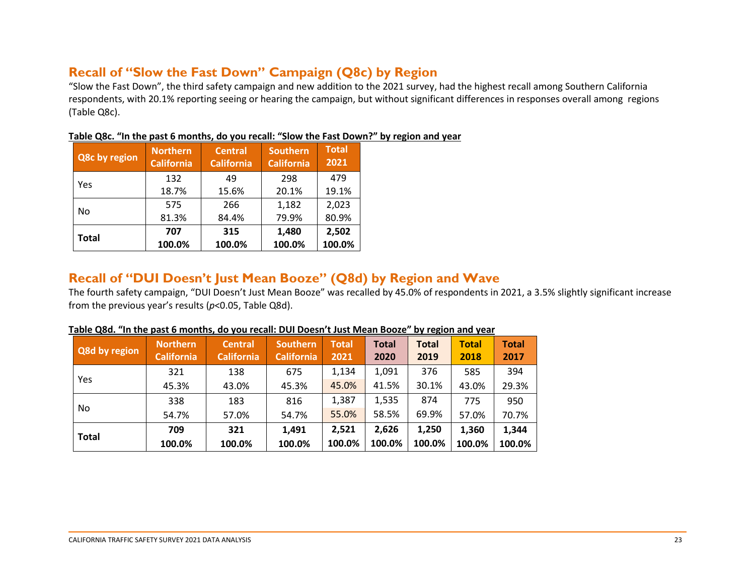## Recall of "Slow the Fast Down" Campaign (Q8c) by Region

"Slow the Fast Down", the third safety campaign and new addition to the 2021 survey, had the highest recall among Southern California respondents, with 20.1% reporting seeing or hearing the campaign, but without significant differences in responses overall among regions (Table Q8c).

**Table Q8c. "In the past 6 months, do you recall: "Slow the Fast Down?" by region and year**

| Q8c by region | Northern California | Central California | Southern California | Total 2021 |
|---|---|---|---|---|
| Yes | 132<br>18.7% | 49<br>15.6% | 298<br>20.1% | 479<br>19.1% |
| No | 575<br>81.3% | 266<br>84.4% | 1,182<br>79.9% | 2,023<br>80.9% |
| **Total** | **707**<br>**100.0%** | **315**<br>**100.0%** | **1,480**<br>**100.0%** | **2,502**<br>**100.0%** |

## Recall of "DUI Doesn't Just Mean Booze" (Q8d) by Region and Wave

The fourth safety campaign, "DUI Doesn't Just Mean Booze" was recalled by 45.0% of respondents in 2021, a 3.5% slightly significant increase from the previous year's results ($p<0.05$, Table Q8d).

**Table Q8d. "In the past 6 months, do you recall: DUI Doesn't Just Mean Booze" by region and year**

| Q8d by region | Northern California | Central California | Southern California | Total 2021 | Total 2020 | Total 2019 | Total 2018 | Total 2017 |
|---|---|---|---|---|---|---|---|---|
| Yes | 321<br>45.3% | 138<br>43.0% | 675<br>45.3% | 1,134<br>45.0% | 1,091<br>41.5% | 376<br>30.1% | 585<br>43.0% | 394<br>29.3% |
| No | 338<br>54.7% | 183<br>57.0% | 816<br>54.7% | 1,387<br>55.0% | 1,535<br>58.5% | 874<br>69.9% | 775<br>57.0% | 950<br>70.7% |
| **Total** | **709**<br>**100.0%** | **321**<br>**100.0%** | **1,491**<br>**100.0%** | **2,521**<br>**100.0%** | **2,626**<br>**100.0%** | **1,250**<br>**100.0%** | **1,360**<br>**100.0%** | **1,344**<br>**100.0%** |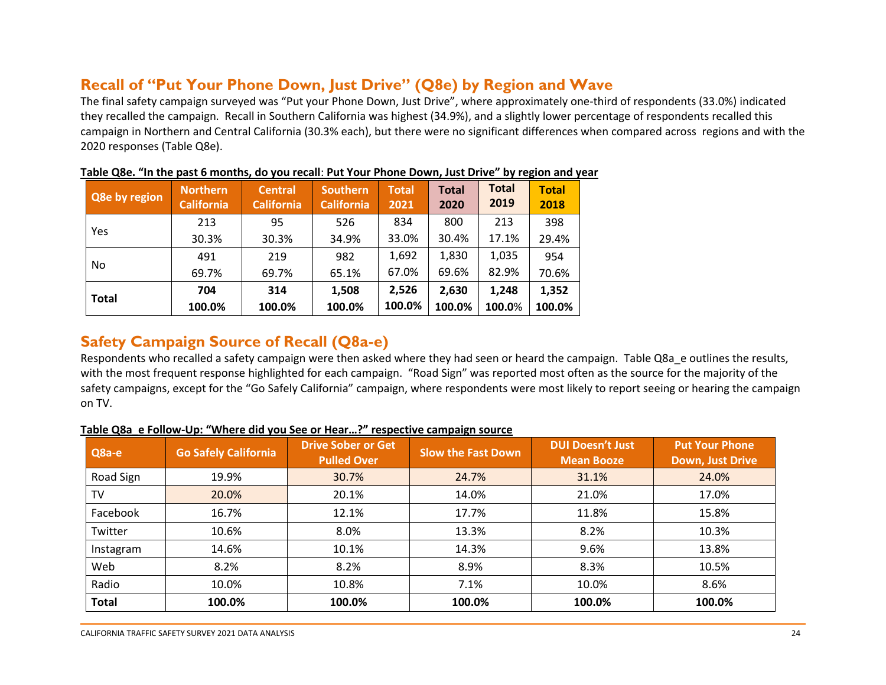## Recall of "Put Your Phone Down, Just Drive" (Q8e) by Region and Wave

The final safety campaign surveyed was "Put your Phone Down, Just Drive", where approximately one-third of respondents (33.0%) indicated they recalled the campaign. Recall in Southern California was highest (34.9%), and a slightly lower percentage of respondents recalled this campaign in Northern and Central California (30.3% each), but there were no significant differences when compared across regions and with the 2020 responses (Table Q8e).

**Table Q8e. "In the past 6 months, do you recall: Put Your Phone Down, Just Drive" by region and year**

| Q8e by region | Northern California | Central California | Southern California | Total 2021 | Total 2020 | Total 2019 | Total 2018 |
|---|---|---|---|---|---|---|---|
| Yes | 213<br>30.3% | 95<br>30.3% | 526<br>34.9% | 834<br>33.0% | 800<br>30.4% | 213<br>17.1% | 398<br>29.4% |
| No | 491<br>69.7% | 219<br>69.7% | 982<br>65.1% | 1,692<br>67.0% | 1,830<br>69.6% | 1,035<br>82.9% | 954<br>70.6% |
| **Total** | **704<br>100.0%** | **314<br>100.0%** | **1,508<br>100.0%** | **2,526<br>100.0%** | **2,630<br>100.0%** | **1,248<br>100.0%** | **1,352<br>100.0%** |

## Safety Campaign Source of Recall (Q8a-e)

Respondents who recalled a safety campaign were then asked where they had seen or heard the campaign. Table Q8a_e outlines the results, with the most frequent response highlighted for each campaign. "Road Sign" was reported most often as the source for the majority of the safety campaigns, except for the "Go Safely California" campaign, where respondents were most likely to report seeing or hearing the campaign on TV.

**Table Q8a_e Follow-Up: "Where did you See or Hear…?" respective campaign source**

| Q8a-e | Go Safely California | Drive Sober or Get Pulled Over | Slow the Fast Down | DUI Doesn't Just Mean Booze | Put Your Phone Down, Just Drive |
|---|---|---|---|---|---|
| Road Sign | 19.9% | 30.7% | 24.7% | 31.1% | 24.0% |
| TV | 20.0% | 20.1% | 14.0% | 21.0% | 17.0% |
| Facebook | 16.7% | 12.1% | 17.7% | 11.8% | 15.8% |
| Twitter | 10.6% | 8.0% | 13.3% | 8.2% | 10.3% |
| Instagram | 14.6% | 10.1% | 14.3% | 9.6% | 13.8% |
| Web | 8.2% | 8.2% | 8.9% | 8.3% | 10.5% |
| Radio | 10.0% | 10.8% | 7.1% | 10.0% | 8.6% |
| **Total** | **100.0%** | **100.0%** | **100.0%** | **100.0%** | **100.0%** |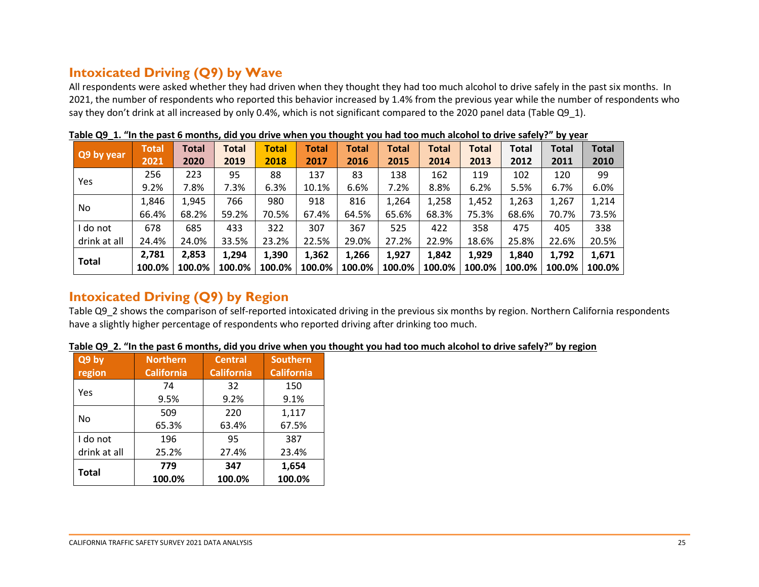## Intoxicated Driving (Q9) by Wave

All respondents were asked whether they had driven when they thought they had too much alcohol to drive safely in the past six months. In 2021, the number of respondents who reported this behavior increased by 1.4% from the previous year while the number of respondents who say they don't drink at all increased by only 0.4%, which is not significant compared to the 2020 panel data (Table Q9_1).

**Table Q9_1. "In the past 6 months, did you drive when you thought you had too much alcohol to drive safely?" by year**

| Q9 by year | Total 2021 | Total 2020 | Total 2019 | Total 2018 | Total 2017 | Total 2016 | Total 2015 | Total 2014 | Total 2013 | Total 2012 | Total 2011 | Total 2010 |
|---|---|---|---|---|---|---|---|---|---|---|---|---|
| Yes | 256<br>9.2% | 223<br>7.8% | 95<br>7.3% | 88<br>6.3% | 137<br>10.1% | 83<br>6.6% | 138<br>7.2% | 162<br>8.8% | 119<br>6.2% | 102<br>5.5% | 120<br>6.7% | 99<br>6.0% |
| No | 1,846<br>66.4% | 1,945<br>68.2% | 766<br>59.2% | 980<br>70.5% | 918<br>67.4% | 816<br>64.5% | 1,264<br>65.6% | 1,258<br>68.3% | 1,452<br>75.3% | 1,263<br>68.6% | 1,267<br>70.7% | 1,214<br>73.5% |
| I do not drink at all | 678<br>24.4% | 685<br>24.0% | 433<br>33.5% | 322<br>23.2% | 307<br>22.5% | 367<br>29.0% | 525<br>27.2% | 422<br>22.9% | 358<br>18.6% | 475<br>25.8% | 405<br>22.6% | 338<br>20.5% |
| **Total** | **2,781<br>100.0%** | **2,853<br>100.0%** | **1,294<br>100.0%** | **1,390<br>100.0%** | **1,362<br>100.0%** | **1,266<br>100.0%** | **1,927<br>100.0%** | **1,842<br>100.0%** | **1,929<br>100.0%** | **1,840<br>100.0%** | **1,792<br>100.0%** | **1,671<br>100.0%** |

## Intoxicated Driving (Q9) by Region

Table Q9_2 shows the comparison of self-reported intoxicated driving in the previous six months by region. Northern California respondents have a slightly higher percentage of respondents who reported driving after drinking too much.

**Table Q9_2. "In the past 6 months, did you drive when you thought you had too much alcohol to drive safely?" by region**

| Q9 by region | Northern California | Central California | Southern California |
|---|---|---|---|
| Yes | 74<br>9.5% | 32<br>9.2% | 150<br>9.1% |
| No | 509<br>65.3% | 220<br>63.4% | 1,117<br>67.5% |
| I do not drink at all | 196<br>25.2% | 95<br>27.4% | 387<br>23.4% |
| **Total** | **779<br>100.0%** | **347<br>100.0%** | **1,654<br>100.0%** |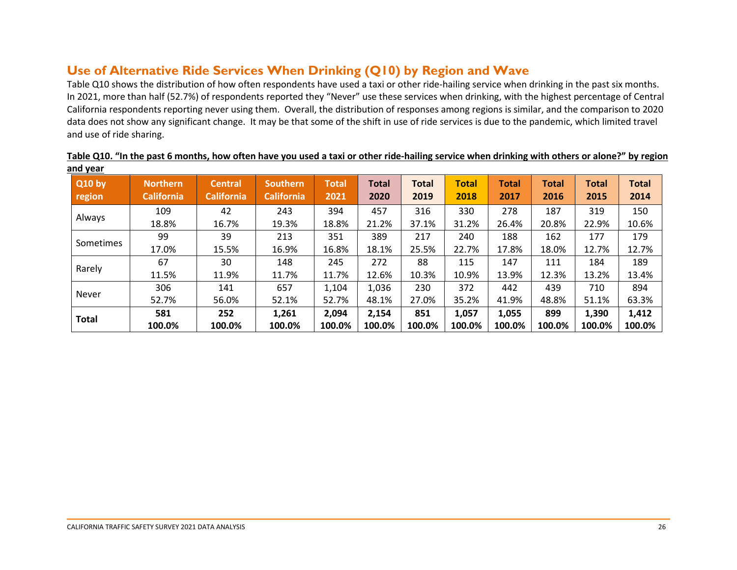## Use of Alternative Ride Services When Drinking (Q10) by Region and Wave

Table Q10 shows the distribution of how often respondents have used a taxi or other ride-hailing service when drinking in the past six months. In 2021, more than half (52.7%) of respondents reported they "Never" use these services when drinking, with the highest percentage of Central California respondents reporting never using them. Overall, the distribution of responses among regions is similar, and the comparison to 2020 data does not show any significant change. It may be that some of the shift in use of ride services is due to the pandemic, which limited travel and use of ride sharing.

**Table Q10. "In the past 6 months, how often have you used a taxi or other ride-hailing service when drinking with others or alone?" by region and year**

| Q10 by region | Northern California | Central California | Southern California | Total 2021 | Total 2020 | Total 2019 | Total 2018 | Total 2017 | Total 2016 | Total 2015 | Total 2014 |
|---|---|---|---|---|---|---|---|---|---|---|---|
| Always | 109<br>18.8% | 42<br>16.7% | 243<br>19.3% | 394<br>18.8% | 457<br>21.2% | 316<br>37.1% | 330<br>31.2% | 278<br>26.4% | 187<br>20.8% | 319<br>22.9% | 150<br>10.6% |
| Sometimes | 99<br>17.0% | 39<br>15.5% | 213<br>16.9% | 351<br>16.8% | 389<br>18.1% | 217<br>25.5% | 240<br>22.7% | 188<br>17.8% | 162<br>18.0% | 177<br>12.7% | 179<br>12.7% |
| Rarely | 67<br>11.5% | 30<br>11.9% | 148<br>11.7% | 245<br>11.7% | 272<br>12.6% | 88<br>10.3% | 115<br>10.9% | 147<br>13.9% | 111<br>12.3% | 184<br>13.2% | 189<br>13.4% |
| Never | 306<br>52.7% | 141<br>56.0% | 657<br>52.1% | 1,104<br>52.7% | 1,036<br>48.1% | 230<br>27.0% | 372<br>35.2% | 442<br>41.9% | 439<br>48.8% | 710<br>51.1% | 894<br>63.3% |
| **Total** | **581<br>100.0%** | **252<br>100.0%** | **1,261<br>100.0%** | **2,094<br>100.0%** | **2,154<br>100.0%** | **851<br>100.0%** | **1,057<br>100.0%** | **1,055<br>100.0%** | **899<br>100.0%** | **1,390<br>100.0%** | **1,412<br>100.0%** |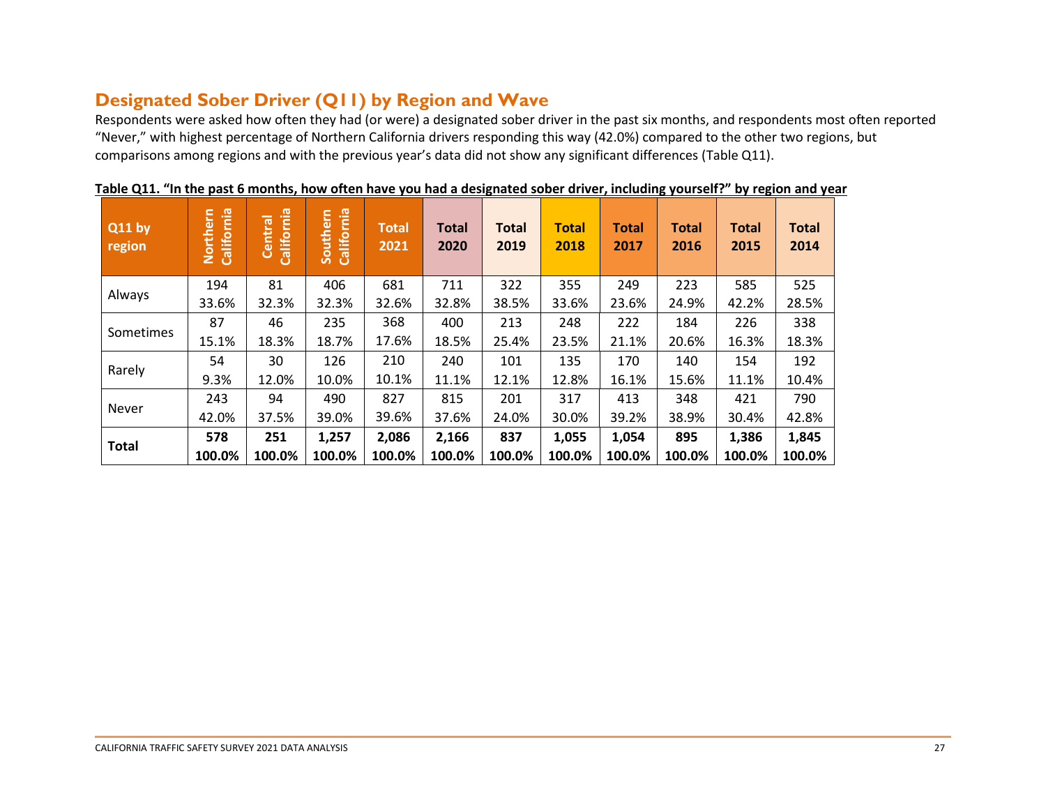## Designated Sober Driver (Q11) by Region and Wave

Respondents were asked how often they had (or were) a designated sober driver in the past six months, and respondents most often reported "Never," with highest percentage of Northern California drivers responding this way (42.0%) compared to the other two regions, but comparisons among regions and with the previous year's data did not show any significant differences (Table Q11).

**Table Q11. "In the past 6 months, how often have you had a designated sober driver, including yourself?" by region and year**

| Q11 by region | Northern California | Central California | Southern California | Total 2021 | Total 2020 | Total 2019 | Total 2018 | Total 2017 | Total 2016 | Total 2015 | Total 2014 |
|---|---|---|---|---|---|---|---|---|---|---|---|
| Always | 194<br>33.6% | 81<br>32.3% | 406<br>32.3% | 681<br>32.6% | 711<br>32.8% | 322<br>38.5% | 355<br>33.6% | 249<br>23.6% | 223<br>24.9% | 585<br>42.2% | 525<br>28.5% |
| Sometimes | 87<br>15.1% | 46<br>18.3% | 235<br>18.7% | 368<br>17.6% | 400<br>18.5% | 213<br>25.4% | 248<br>23.5% | 222<br>21.1% | 184<br>20.6% | 226<br>16.3% | 338<br>18.3% |
| Rarely | 54<br>9.3% | 30<br>12.0% | 126<br>10.0% | 210<br>10.1% | 240<br>11.1% | 101<br>12.1% | 135<br>12.8% | 170<br>16.1% | 140<br>15.6% | 154<br>11.1% | 192<br>10.4% |
| Never | 243<br>42.0% | 94<br>37.5% | 490<br>39.0% | 827<br>39.6% | 815<br>37.6% | 201<br>24.0% | 317<br>30.0% | 413<br>39.2% | 348<br>38.9% | 421<br>30.4% | 790<br>42.8% |
| **Total** | **578**<br>**100.0%** | **251**<br>**100.0%** | **1,257**<br>**100.0%** | **2,086**<br>**100.0%** | **2,166**<br>**100.0%** | **837**<br>**100.0%** | **1,055**<br>**100.0%** | **1,054**<br>**100.0%** | **895**<br>**100.0%** | **1,386**<br>**100.0%** | **1,845**<br>**100.0%** |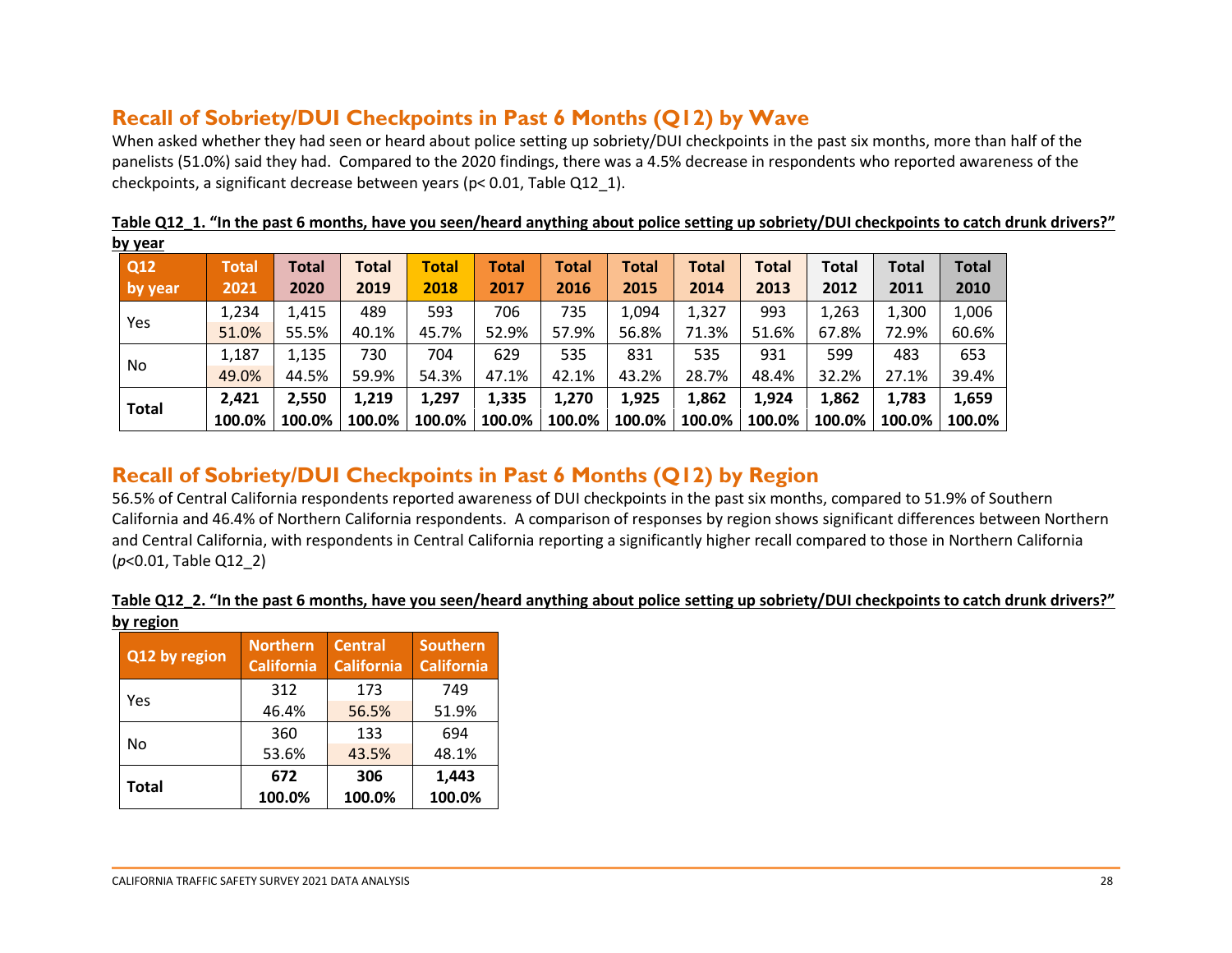## Recall of Sobriety/DUI Checkpoints in Past 6 Months (Q12) by Wave

When asked whether they had seen or heard about police setting up sobriety/DUI checkpoints in the past six months, more than half of the panelists (51.0%) said they had. Compared to the 2020 findings, there was a 4.5% decrease in respondents who reported awareness of the checkpoints, a significant decrease between years ($p < 0.01$, Table Q12_1).

**Table Q12_1. "In the past 6 months, have you seen/heard anything about police setting up sobriety/DUI checkpoints to catch drunk drivers?" by year**

| Q12 by year | Total 2021 | Total 2020 | Total 2019 | Total 2018 | Total 2017 | Total 2016 | Total 2015 | Total 2014 | Total 2013 | Total 2012 | Total 2011 | Total 2010 |
|---|---|---|---|---|---|---|---|---|---|---|---|---|
| Yes | 1,234<br>51.0% | 1,415<br>55.5% | 489<br>40.1% | 593<br>45.7% | 706<br>52.9% | 735<br>57.9% | 1,094<br>56.8% | 1,327<br>71.3% | 993<br>51.6% | 1,263<br>67.8% | 1,300<br>72.9% | 1,006<br>60.6% |
| No | 1,187<br>49.0% | 1,135<br>44.5% | 730<br>59.9% | 704<br>54.3% | 629<br>47.1% | 535<br>42.1% | 831<br>43.2% | 535<br>28.7% | 931<br>48.4% | 599<br>32.2% | 483<br>27.1% | 653<br>39.4% |
| **Total** | **2,421<br>100.0%** | **2,550<br>100.0%** | **1,219<br>100.0%** | **1,297<br>100.0%** | **1,335<br>100.0%** | **1,270<br>100.0%** | **1,925<br>100.0%** | **1,862<br>100.0%** | **1,924<br>100.0%** | **1,862<br>100.0%** | **1,783<br>100.0%** | **1,659<br>100.0%** |

## Recall of Sobriety/DUI Checkpoints in Past 6 Months (Q12) by Region

56.5% of Central California respondents reported awareness of DUI checkpoints in the past six months, compared to 51.9% of Southern California and 46.4% of Northern California respondents. A comparison of responses by region shows significant differences between Northern and Central California, with respondents in Central California reporting a significantly higher recall compared to those in Northern California ($p<0.01$, Table Q12_2)

**Table Q12_2. "In the past 6 months, have you seen/heard anything about police setting up sobriety/DUI checkpoints to catch drunk drivers?" by region**

| Q12 by region | Northern California | Central California | Southern California |
|---|---|---|---|
| Yes | 312<br>46.4% | 173<br>56.5% | 749<br>51.9% |
| No | 360<br>53.6% | 133<br>43.5% | 694<br>48.1% |
| **Total** | **672<br>100.0%** | **306<br>100.0%** | **1,443<br>100.0%** |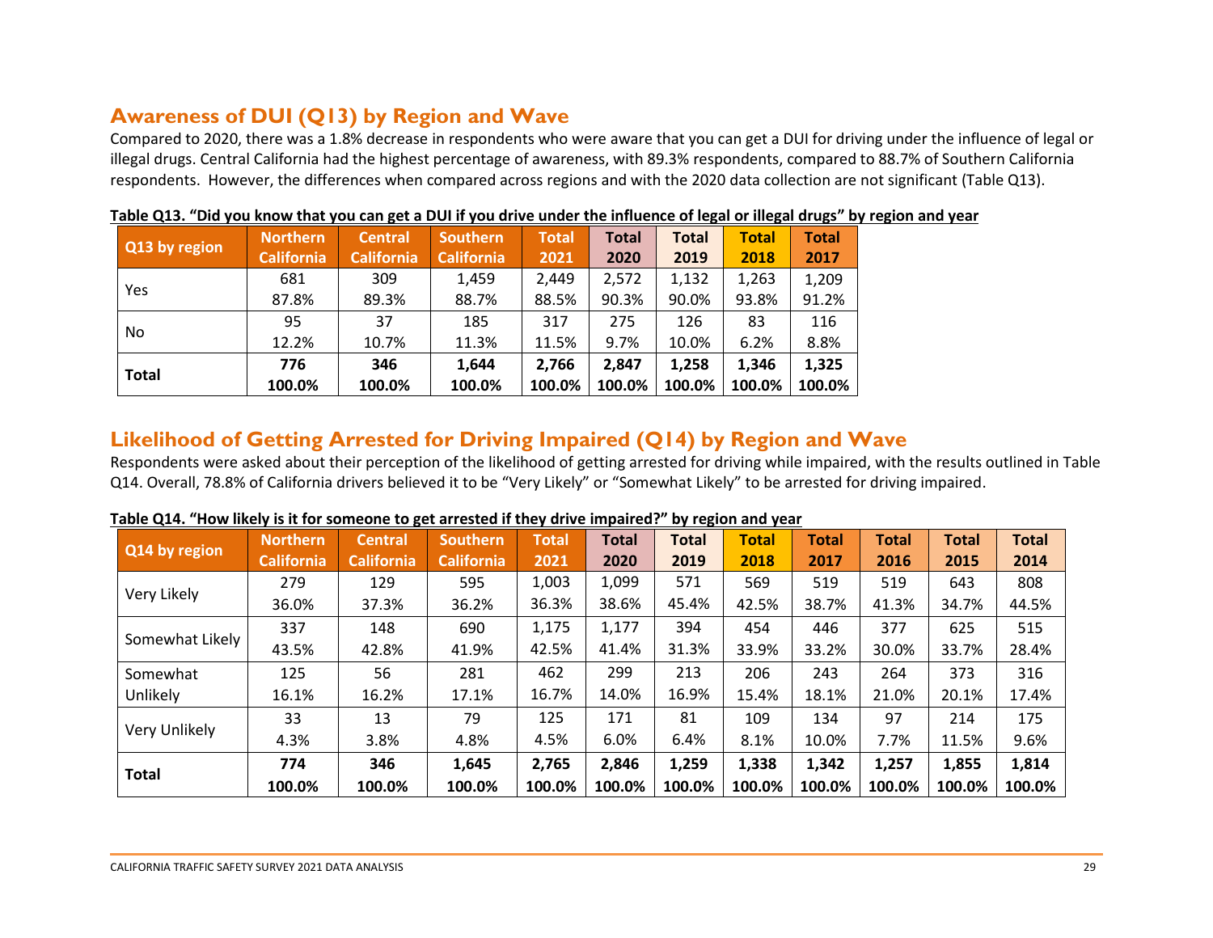## Awareness of DUI (Q13) by Region and Wave

Compared to 2020, there was a 1.8% decrease in respondents who were aware that you can get a DUI for driving under the influence of legal or illegal drugs. Central California had the highest percentage of awareness, with 89.3% respondents, compared to 88.7% of Southern California respondents. However, the differences when compared across regions and with the 2020 data collection are not significant (Table Q13).

**Table Q13. "Did you know that you can get a DUI if you drive under the influence of legal or illegal drugs" by region and year**

| Q13 by region | Northern California | Central California | Southern California | Total 2021 | Total 2020 | Total 2019 | Total 2018 | Total 2017 |
|---|---|---|---|---|---|---|---|---|
| Yes | 681 | 309 | 1,459 | 2,449 | 2,572 | 1,132 | 1,263 | 1,209 |
| | 87.8% | 89.3% | 88.7% | 88.5% | 90.3% | 90.0% | 93.8% | 91.2% |
| No | 95 | 37 | 185 | 317 | 275 | 126 | 83 | 116 |
| | 12.2% | 10.7% | 11.3% | 11.5% | 9.7% | 10.0% | 6.2% | 8.8% |
| **Total** | **776** | **346** | **1,644** | **2,766** | **2,847** | **1,258** | **1,346** | **1,325** |
| | **100.0%** | **100.0%** | **100.0%** | **100.0%** | **100.0%** | **100.0%** | **100.0%** | **100.0%** |

## Likelihood of Getting Arrested for Driving Impaired (Q14) by Region and Wave

Respondents were asked about their perception of the likelihood of getting arrested for driving while impaired, with the results outlined in Table Q14. Overall, 78.8% of California drivers believed it to be "Very Likely" or "Somewhat Likely" to be arrested for driving impaired.

**Table Q14. "How likely is it for someone to get arrested if they drive impaired?" by region and year**

| Q14 by region | Northern California | Central California | Southern California | Total 2021 | Total 2020 | Total 2019 | Total 2018 | Total 2017 | Total 2016 | Total 2015 | Total 2014 |
|---|---|---|---|---|---|---|---|---|---|---|---|
| Very Likely | 279 | 129 | 595 | 1,003 | 1,099 | 571 | 569 | 519 | 519 | 643 | 808 |
| | 36.0% | 37.3% | 36.2% | 36.3% | 38.6% | 45.4% | 42.5% | 38.7% | 41.3% | 34.7% | 44.5% |
| Somewhat Likely | 337 | 148 | 690 | 1,175 | 1,177 | 394 | 454 | 446 | 377 | 625 | 515 |
| | 43.5% | 42.8% | 41.9% | 42.5% | 41.4% | 31.3% | 33.9% | 33.2% | 30.0% | 33.7% | 28.4% |
| Somewhat Unlikely | 125 | 56 | 281 | 462 | 299 | 213 | 206 | 243 | 264 | 373 | 316 |
| | 16.1% | 16.2% | 17.1% | 16.7% | 14.0% | 16.9% | 15.4% | 18.1% | 21.0% | 20.1% | 17.4% |
| Very Unlikely | 33 | 13 | 79 | 125 | 171 | 81 | 109 | 134 | 97 | 214 | 175 |
| | 4.3% | 3.8% | 4.8% | 4.5% | 6.0% | 6.4% | 8.1% | 10.0% | 7.7% | 11.5% | 9.6% |
| **Total** | **774** | **346** | **1,645** | **2,765** | **2,846** | **1,259** | **1,338** | **1,342** | **1,257** | **1,855** | **1,814** |
| | **100.0%** | **100.0%** | **100.0%** | **100.0%** | **100.0%** | **100.0%** | **100.0%** | **100.0%** | **100.0%** | **100.0%** | **100.0%** |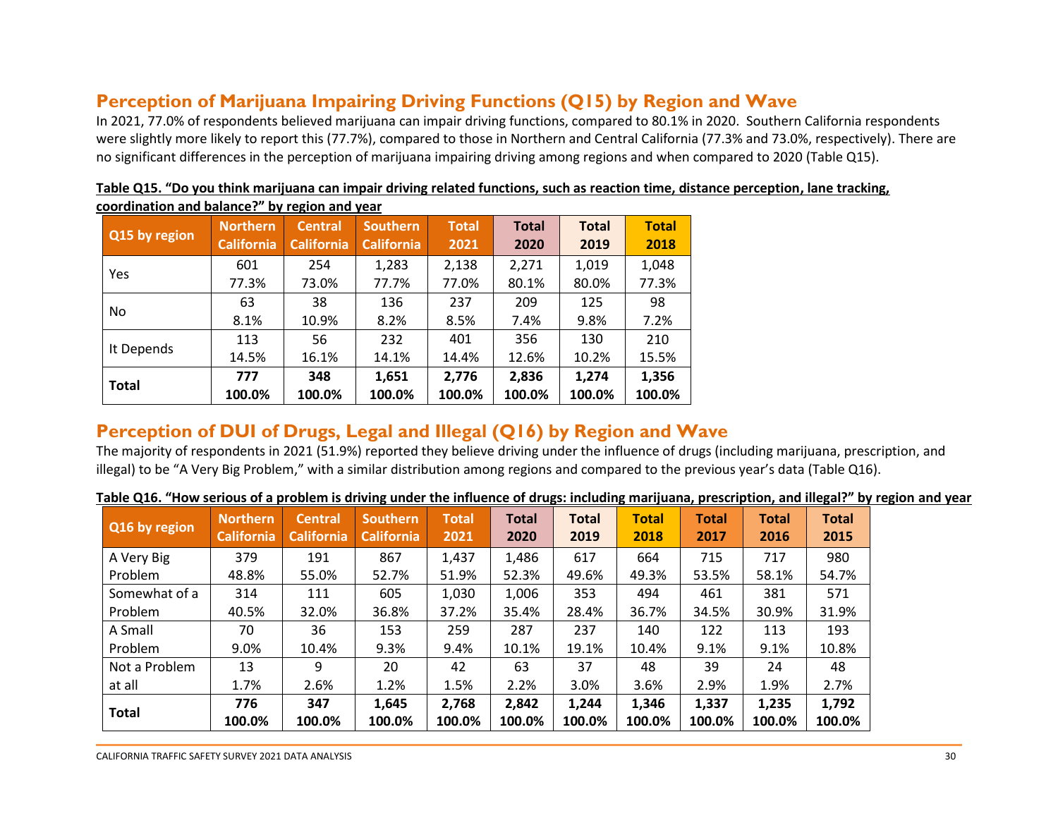## Perception of Marijuana Impairing Driving Functions (Q15) by Region and Wave

In 2021, 77.0% of respondents believed marijuana can impair driving functions, compared to 80.1% in 2020. Southern California respondents were slightly more likely to report this (77.7%), compared to those in Northern and Central California (77.3% and 73.0%, respectively). There are no significant differences in the perception of marijuana impairing driving among regions and when compared to 2020 (Table Q15).

**Table Q15. "Do you think marijuana can impair driving related functions, such as reaction time, distance perception, lane tracking, coordination and balance?" by region and year**

| Q15 by region | Northern California | Central California | Southern California | Total 2021 | Total 2020 | Total 2019 | Total 2018 |
|---|---|---|---|---|---|---|---|
| Yes | 601<br>77.3% | 254<br>73.0% | 1,283<br>77.7% | 2,138<br>77.0% | 2,271<br>80.1% | 1,019<br>80.0% | 1,048<br>77.3% |
| No | 63<br>8.1% | 38<br>10.9% | 136<br>8.2% | 237<br>8.5% | 209<br>7.4% | 125<br>9.8% | 98<br>7.2% |
| It Depends | 113<br>14.5% | 56<br>16.1% | 232<br>14.1% | 401<br>14.4% | 356<br>12.6% | 130<br>10.2% | 210<br>15.5% |
| **Total** | **777<br>100.0%** | **348<br>100.0%** | **1,651<br>100.0%** | **2,776<br>100.0%** | **2,836<br>100.0%** | **1,274<br>100.0%** | **1,356<br>100.0%** |

## Perception of DUI of Drugs, Legal and Illegal (Q16) by Region and Wave

The majority of respondents in 2021 (51.9%) reported they believe driving under the influence of drugs (including marijuana, prescription, and illegal) to be "A Very Big Problem," with a similar distribution among regions and compared to the previous year's data (Table Q16).

**Table Q16. "How serious of a problem is driving under the influence of drugs: including marijuana, prescription, and illegal?" by region and year**

| Q16 by region | Northern California | Central California | Southern California | Total 2021 | Total 2020 | Total 2019 | Total 2018 | Total 2017 | Total 2016 | Total 2015 |
|---|---|---|---|---|---|---|---|---|---|---|
| A Very Big Problem | 379<br>48.8% | 191<br>55.0% | 867<br>52.7% | 1,437<br>51.9% | 1,486<br>52.3% | 617<br>49.6% | 664<br>49.3% | 715<br>53.5% | 717<br>58.1% | 980<br>54.7% |
| Somewhat of a Problem | 314<br>40.5% | 111<br>32.0% | 605<br>36.8% | 1,030<br>37.2% | 1,006<br>35.4% | 353<br>28.4% | 494<br>36.7% | 461<br>34.5% | 381<br>30.9% | 571<br>31.9% |
| A Small Problem | 70<br>9.0% | 36<br>10.4% | 153<br>9.3% | 259<br>9.4% | 287<br>10.1% | 237<br>19.1% | 140<br>10.4% | 122<br>9.1% | 113<br>9.1% | 193<br>10.8% |
| Not a Problem at all | 13<br>1.7% | 9<br>2.6% | 20<br>1.2% | 42<br>1.5% | 63<br>2.2% | 37<br>3.0% | 48<br>3.6% | 39<br>2.9% | 24<br>1.9% | 48<br>2.7% |
| **Total** | **776<br>100.0%** | **347<br>100.0%** | **1,645<br>100.0%** | **2,768<br>100.0%** | **2,842<br>100.0%** | **1,244<br>100.0%** | **1,346<br>100.0%** | **1,337<br>100.0%** | **1,235<br>100.0%** | **1,792<br>100.0%** |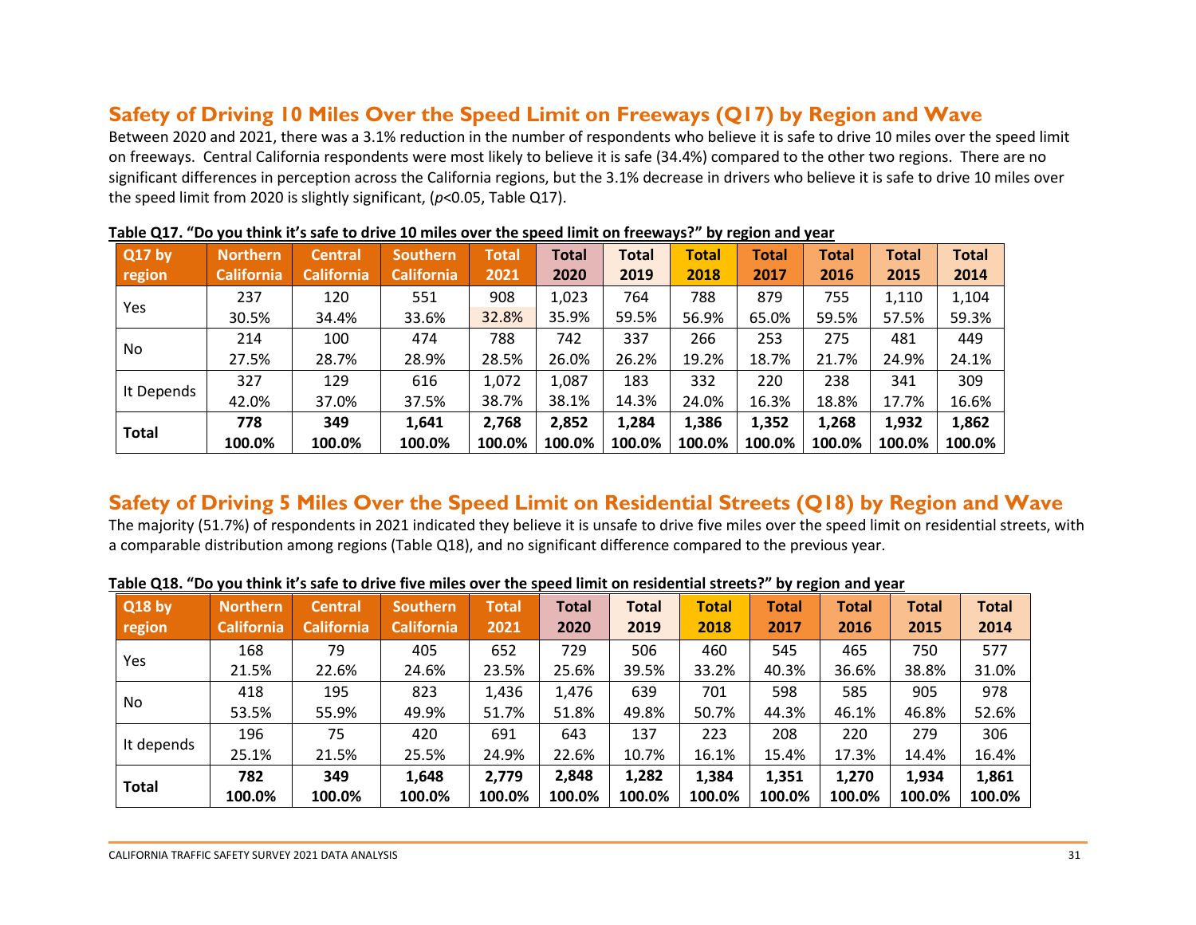## Safety of Driving 10 Miles Over the Speed Limit on Freeways (Q17) by Region and Wave

Between 2020 and 2021, there was a 3.1% reduction in the number of respondents who believe it is safe to drive 10 miles over the speed limit on freeways. Central California respondents were most likely to believe it is safe (34.4%) compared to the other two regions. There are no significant differences in perception across the California regions, but the 3.1% decrease in drivers who believe it is safe to drive 10 miles over the speed limit from 2020 is slightly significant, ($p<0.05$, Table Q17).

**Table Q17. "Do you think it's safe to drive 10 miles over the speed limit on freeways?" by region and year**

| Q17 by region | Northern California | Central California | Southern California | Total 2021 | Total 2020 | Total 2019 | Total 2018 | Total 2017 | Total 2016 | Total 2015 | Total 2014 |
|---|---|---|---|---|---|---|---|---|---|---|---|
| Yes | 237 | 120 | 551 | 908 | 1,023 | 764 | 788 | 879 | 755 | 1,110 | 1,104 |
| | 30.5% | 34.4% | 33.6% | 32.8% | 35.9% | 59.5% | 56.9% | 65.0% | 59.5% | 57.5% | 59.3% |
| No | 214 | 100 | 474 | 788 | 742 | 337 | 266 | 253 | 275 | 481 | 449 |
| | 27.5% | 28.7% | 28.9% | 28.5% | 26.0% | 26.2% | 19.2% | 18.7% | 21.7% | 24.9% | 24.1% |
| It Depends | 327 | 129 | 616 | 1,072 | 1,087 | 183 | 332 | 220 | 238 | 341 | 309 |
| | 42.0% | 37.0% | 37.5% | 38.7% | 38.1% | 14.3% | 24.0% | 16.3% | 18.8% | 17.7% | 16.6% |
| **Total** | **778** | **349** | **1,641** | **2,768** | **2,852** | **1,284** | **1,386** | **1,352** | **1,268** | **1,932** | **1,862** |
| | **100.0%** | **100.0%** | **100.0%** | **100.0%** | **100.0%** | **100.0%** | **100.0%** | **100.0%** | **100.0%** | **100.0%** | **100.0%** |

## Safety of Driving 5 Miles Over the Speed Limit on Residential Streets (Q18) by Region and Wave

The majority (51.7%) of respondents in 2021 indicated they believe it is unsafe to drive five miles over the speed limit on residential streets, with a comparable distribution among regions (Table Q18), and no significant difference compared to the previous year.

**Table Q18. "Do you think it's safe to drive five miles over the speed limit on residential streets?" by region and year**

| Q18 by region | Northern California | Central California | Southern California | Total 2021 | Total 2020 | Total 2019 | Total 2018 | Total 2017 | Total 2016 | Total 2015 | Total 2014 |
|---|---|---|---|---|---|---|---|---|---|---|---|
| Yes | 168 | 79 | 405 | 652 | 729 | 506 | 460 | 545 | 465 | 750 | 577 |
| | 21.5% | 22.6% | 24.6% | 23.5% | 25.6% | 39.5% | 33.2% | 40.3% | 36.6% | 38.8% | 31.0% |
| No | 418 | 195 | 823 | 1,436 | 1,476 | 639 | 701 | 598 | 585 | 905 | 978 |
| | 53.5% | 55.9% | 49.9% | 51.7% | 51.8% | 49.8% | 50.7% | 44.3% | 46.1% | 46.8% | 52.6% |
| It depends | 196 | 75 | 420 | 691 | 643 | 137 | 223 | 208 | 220 | 279 | 306 |
| | 25.1% | 21.5% | 25.5% | 24.9% | 22.6% | 10.7% | 16.1% | 15.4% | 17.3% | 14.4% | 16.4% |
| **Total** | **782** | **349** | **1,648** | **2,779** | **2,848** | **1,282** | **1,384** | **1,351** | **1,270** | **1,934** | **1,861** |
| | **100.0%** | **100.0%** | **100.0%** | **100.0%** | **100.0%** | **100.0%** | **100.0%** | **100.0%** | **100.0%** | **100.0%** | **100.0%** |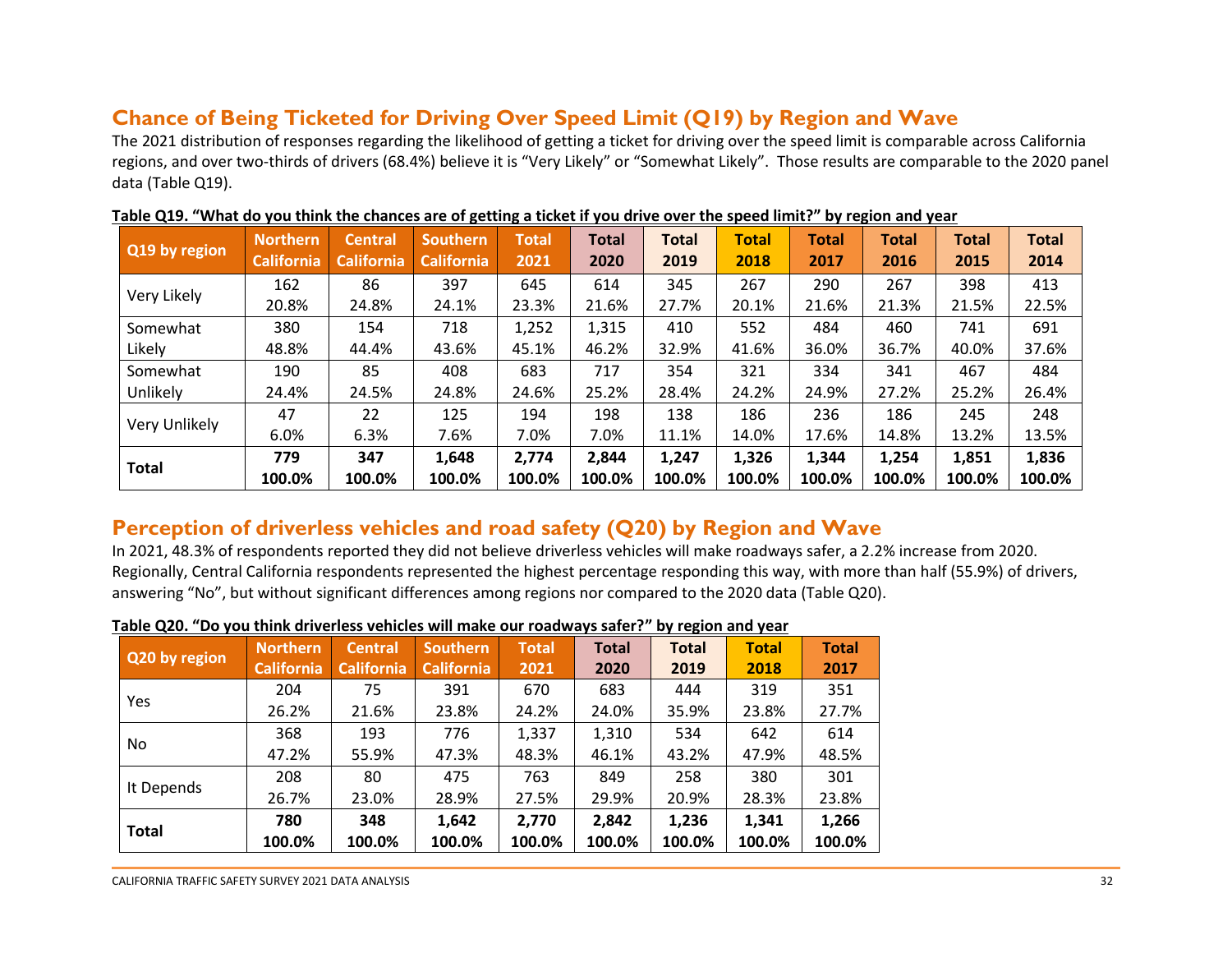## Chance of Being Ticketed for Driving Over Speed Limit (Q19) by Region and Wave

The 2021 distribution of responses regarding the likelihood of getting a ticket for driving over the speed limit is comparable across California regions, and over two-thirds of drivers (68.4%) believe it is "Very Likely" or "Somewhat Likely". Those results are comparable to the 2020 panel data (Table Q19).

**Table Q19. "What do you think the chances are of getting a ticket if you drive over the speed limit?" by region and year**

| Q19 by region | Northern California | Central California | Southern California | Total 2021 | Total 2020 | Total 2019 | Total 2018 | Total 2017 | Total 2016 | Total 2015 | Total 2014 |
|---|---|---|---|---|---|---|---|---|---|---|---|
| Very Likely | 162<br>20.8% | 86<br>24.8% | 397<br>24.1% | 645<br>23.3% | 614<br>21.6% | 345<br>27.7% | 267<br>20.1% | 290<br>21.6% | 267<br>21.3% | 398<br>21.5% | 413<br>22.5% |
| Somewhat Likely | 380<br>48.8% | 154<br>44.4% | 718<br>43.6% | 1,252<br>45.1% | 1,315<br>46.2% | 410<br>32.9% | 552<br>41.6% | 484<br>36.0% | 460<br>36.7% | 741<br>40.0% | 691<br>37.6% |
| Somewhat Unlikely | 190<br>24.4% | 85<br>24.5% | 408<br>24.8% | 683<br>24.6% | 717<br>25.2% | 354<br>28.4% | 321<br>24.2% | 334<br>24.9% | 341<br>27.2% | 467<br>25.2% | 484<br>26.4% |
| Very Unlikely | 47<br>6.0% | 22<br>6.3% | 125<br>7.6% | 194<br>7.0% | 198<br>7.0% | 138<br>11.1% | 186<br>14.0% | 236<br>17.6% | 186<br>14.8% | 245<br>13.2% | 248<br>13.5% |
| **Total** | **779**<br>**100.0%** | **347**<br>**100.0%** | **1,648**<br>**100.0%** | **2,774**<br>**100.0%** | **2,844**<br>**100.0%** | **1,247**<br>**100.0%** | **1,326**<br>**100.0%** | **1,344**<br>**100.0%** | **1,254**<br>**100.0%** | **1,851**<br>**100.0%** | **1,836**<br>**100.0%** |

## Perception of driverless vehicles and road safety (Q20) by Region and Wave

In 2021, 48.3% of respondents reported they did not believe driverless vehicles will make roadways safer, a 2.2% increase from 2020. Regionally, Central California respondents represented the highest percentage responding this way, with more than half (55.9%) of drivers, answering "No", but without significant differences among regions nor compared to the 2020 data (Table Q20).

**Table Q20. "Do you think driverless vehicles will make our roadways safer?" by region and year**

| Q20 by region | Northern California | Central California | Southern California | Total 2021 | Total 2020 | Total 2019 | Total 2018 | Total 2017 |
|---|---|---|---|---|---|---|---|---|
| Yes | 204<br>26.2% | 75<br>21.6% | 391<br>23.8% | 670<br>24.2% | 683<br>24.0% | 444<br>35.9% | 319<br>23.8% | 351<br>27.7% |
| No | 368<br>47.2% | 193<br>55.9% | 776<br>47.3% | 1,337<br>48.3% | 1,310<br>46.1% | 534<br>43.2% | 642<br>47.9% | 614<br>48.5% |
| It Depends | 208<br>26.7% | 80<br>23.0% | 475<br>28.9% | 763<br>27.5% | 849<br>29.9% | 258<br>20.9% | 380<br>28.3% | 301<br>23.8% |
| **Total** | **780**<br>**100.0%** | **348**<br>**100.0%** | **1,642**<br>**100.0%** | **2,770**<br>**100.0%** | **2,842**<br>**100.0%** | **1,236**<br>**100.0%** | **1,341**<br>**100.0%** | **1,266**<br>**100.0%** |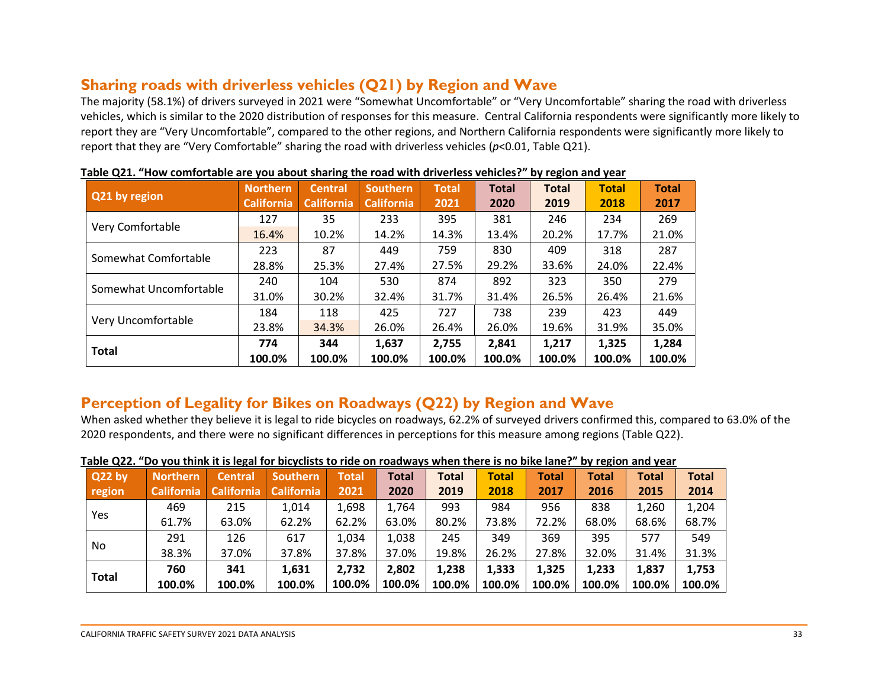## Sharing roads with driverless vehicles (Q21) by Region and Wave

The majority (58.1%) of drivers surveyed in 2021 were "Somewhat Uncomfortable" or "Very Uncomfortable" sharing the road with driverless vehicles, which is similar to the 2020 distribution of responses for this measure. Central California respondents were significantly more likely to report they are "Very Uncomfortable", compared to the other regions, and Northern California respondents were significantly more likely to report that they are "Very Comfortable" sharing the road with driverless vehicles (*p*<0.01, Table Q21).

**Table Q21. "How comfortable are you about sharing the road with driverless vehicles?" by region and year**

| Q21 by region | Northern California | Central California | Southern California | Total 2021 | Total 2020 | Total 2019 | Total 2018 | Total 2017 |
|---|---|---|---|---|---|---|---|---|
| Very Comfortable | 127 | 35 | 233 | 395 | 381 | 246 | 234 | 269 |
| | 16.4% | 10.2% | 14.2% | 14.3% | 13.4% | 20.2% | 17.7% | 21.0% |
| Somewhat Comfortable | 223 | 87 | 449 | 759 | 830 | 409 | 318 | 287 |
| | 28.8% | 25.3% | 27.4% | 27.5% | 29.2% | 33.6% | 24.0% | 22.4% |
| Somewhat Uncomfortable | 240 | 104 | 530 | 874 | 892 | 323 | 350 | 279 |
| | 31.0% | 30.2% | 32.4% | 31.7% | 31.4% | 26.5% | 26.4% | 21.6% |
| Very Uncomfortable | 184 | 118 | 425 | 727 | 738 | 239 | 423 | 449 |
| | 23.8% | 34.3% | 26.0% | 26.4% | 26.0% | 19.6% | 31.9% | 35.0% |
| **Total** | **774** | **344** | **1,637** | **2,755** | **2,841** | **1,217** | **1,325** | **1,284** |
| | **100.0%** | **100.0%** | **100.0%** | **100.0%** | **100.0%** | **100.0%** | **100.0%** | **100.0%** |

## Perception of Legality for Bikes on Roadways (Q22) by Region and Wave

When asked whether they believe it is legal to ride bicycles on roadways, 62.2% of surveyed drivers confirmed this, compared to 63.0% of the 2020 respondents, and there were no significant differences in perceptions for this measure among regions (Table Q22).

**Table Q22. "Do you think it is legal for bicyclists to ride on roadways when there is no bike lane?" by region and year**

| Q22 by region | Northern California | Central California | Southern California | Total 2021 | Total 2020 | Total 2019 | Total 2018 | Total 2017 | Total 2016 | Total 2015 | Total 2014 |
|---|---|---|---|---|---|---|---|---|---|---|---|
| Yes | 469 | 215 | 1,014 | 1,698 | 1,764 | 993 | 984 | 956 | 838 | 1,260 | 1,204 |
| | 61.7% | 63.0% | 62.2% | 62.2% | 63.0% | 80.2% | 73.8% | 72.2% | 68.0% | 68.6% | 68.7% |
| No | 291 | 126 | 617 | 1,034 | 1,038 | 245 | 349 | 369 | 395 | 577 | 549 |
| | 38.3% | 37.0% | 37.8% | 37.8% | 37.0% | 19.8% | 26.2% | 27.8% | 32.0% | 31.4% | 31.3% |
| **Total** | **760** | **341** | **1,631** | **2,732** | **2,802** | **1,238** | **1,333** | **1,325** | **1,233** | **1,837** | **1,753** |
| | **100.0%** | **100.0%** | **100.0%** | **100.0%** | **100.0%** | **100.0%** | **100.0%** | **100.0%** | **100.0%** | **100.0%** | **100.0%** |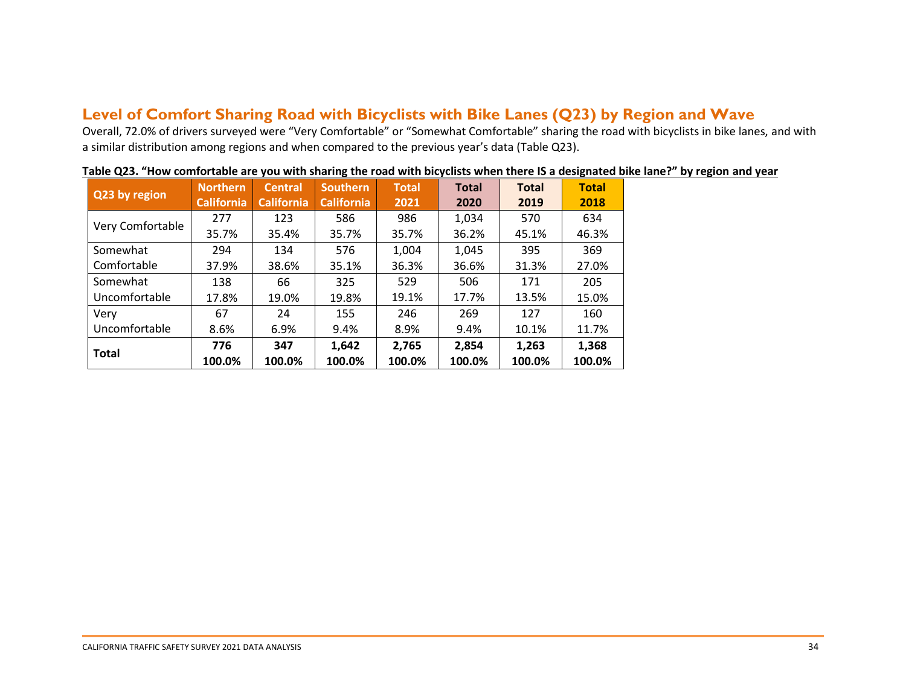## Level of Comfort Sharing Road with Bicyclists with Bike Lanes (Q23) by Region and Wave

Overall, 72.0% of drivers surveyed were "Very Comfortable" or "Somewhat Comfortable" sharing the road with bicyclists in bike lanes, and with a similar distribution among regions and when compared to the previous year's data (Table Q23).

**Table Q23. "How comfortable are you with sharing the road with bicyclists when there IS a designated bike lane?" by region and year**

| Q23 by region | Northern California | Central California | Southern California | Total 2021 | Total 2020 | Total 2019 | Total 2018 |
|---|---|---|---|---|---|---|---|
| Very Comfortable | 277<br>35.7% | 123<br>35.4% | 586<br>35.7% | 986<br>35.7% | 1,034<br>36.2% | 570<br>45.1% | 634<br>46.3% |
| Somewhat Comfortable | 294<br>37.9% | 134<br>38.6% | 576<br>35.1% | 1,004<br>36.3% | 1,045<br>36.6% | 395<br>31.3% | 369<br>27.0% |
| Somewhat Uncomfortable | 138<br>17.8% | 66<br>19.0% | 325<br>19.8% | 529<br>19.1% | 506<br>17.7% | 171<br>13.5% | 205<br>15.0% |
| Very Uncomfortable | 67<br>8.6% | 24<br>6.9% | 155<br>9.4% | 246<br>8.9% | 269<br>9.4% | 127<br>10.1% | 160<br>11.7% |
| **Total** | **776**<br>**100.0%** | **347**<br>**100.0%** | **1,642**<br>**100.0%** | **2,765**<br>**100.0%** | **2,854**<br>**100.0%** | **1,263**<br>**100.0%** | **1,368**<br>**100.0%** |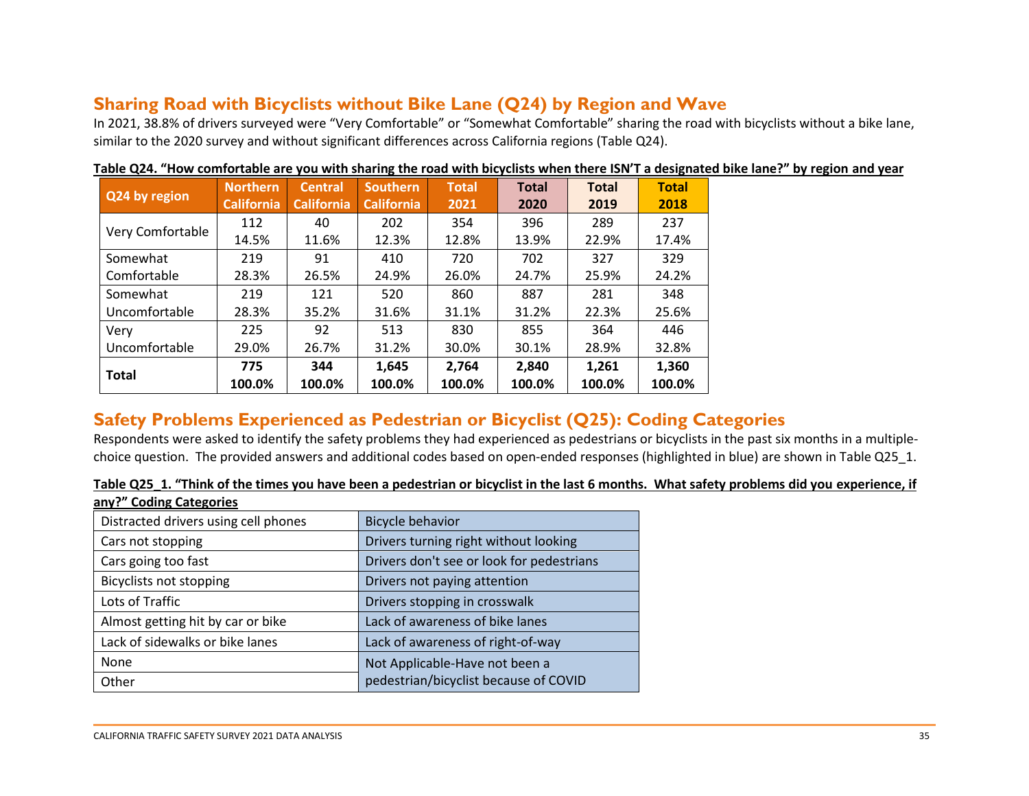## Sharing Road with Bicyclists without Bike Lane (Q24) by Region and Wave

In 2021, 38.8% of drivers surveyed were "Very Comfortable" or "Somewhat Comfortable" sharing the road with bicyclists without a bike lane, similar to the 2020 survey and without significant differences across California regions (Table Q24).

**Table Q24. "How comfortable are you with sharing the road with bicyclists when there ISN'T a designated bike lane?" by region and year**

| Q24 by region | Northern California | Central California | Southern California | Total 2021 | Total 2020 | Total 2019 | Total 2018 |
|---|---|---|---|---|---|---|---|
| Very Comfortable | 112<br>14.5% | 40<br>11.6% | 202<br>12.3% | 354<br>12.8% | 396<br>13.9% | 289<br>22.9% | 237<br>17.4% |
| Somewhat Comfortable | 219<br>28.3% | 91<br>26.5% | 410<br>24.9% | 720<br>26.0% | 702<br>24.7% | 327<br>25.9% | 329<br>24.2% |
| Somewhat Uncomfortable | 219<br>28.3% | 121<br>35.2% | 520<br>31.6% | 860<br>31.1% | 887<br>31.2% | 281<br>22.3% | 348<br>25.6% |
| Very Uncomfortable | 225<br>29.0% | 92<br>26.7% | 513<br>31.2% | 830<br>30.0% | 855<br>30.1% | 364<br>28.9% | 446<br>32.8% |
| **Total** | **775**<br>**100.0%** | **344**<br>**100.0%** | **1,645**<br>**100.0%** | **2,764**<br>**100.0%** | **2,840**<br>**100.0%** | **1,261**<br>**100.0%** | **1,360**<br>**100.0%** |

## Safety Problems Experienced as Pedestrian or Bicyclist (Q25): Coding Categories

Respondents were asked to identify the safety problems they had experienced as pedestrians or bicyclists in the past six months in a multiple-choice question. The provided answers and additional codes based on open-ended responses (highlighted in blue) are shown in Table Q25_1.

**Table Q25_1. "Think of the times you have been a pedestrian or bicyclist in the last 6 months. What safety problems did you experience, if any?" Coding Categories**

| | |
|---|---|
| Distracted drivers using cell phones | Bicycle behavior |
| Cars not stopping | Drivers turning right without looking |
| Cars going too fast | Drivers don't see or look for pedestrians |
| Bicyclists not stopping | Drivers not paying attention |
| Lots of Traffic | Drivers stopping in crosswalk |
| Almost getting hit by car or bike | Lack of awareness of bike lanes |
| Lack of sidewalks or bike lanes | Lack of awareness of right-of-way |
| None | Not Applicable-Have not been a pedestrian/bicyclist because of COVID |
| Other | |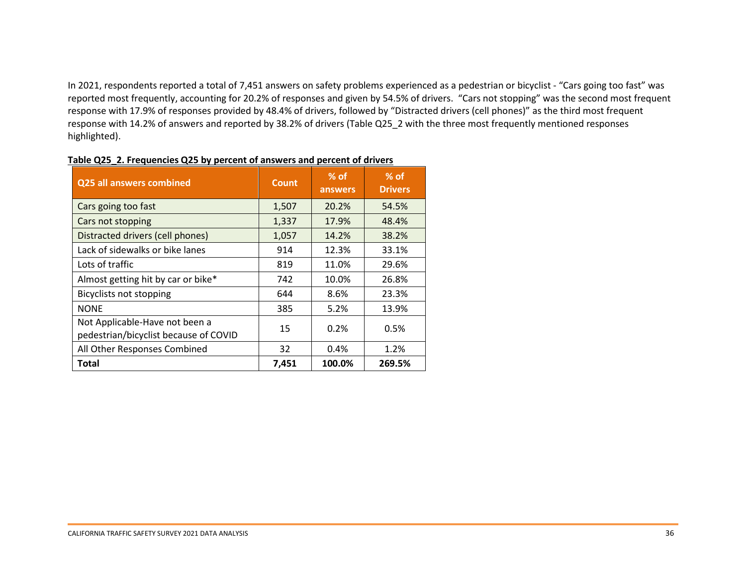In 2021, respondents reported a total of 7,451 answers on safety problems experienced as a pedestrian or bicyclist - "Cars going too fast" was reported most frequently, accounting for 20.2% of responses and given by 54.5% of drivers. "Cars not stopping" was the second most frequent response with 17.9% of responses provided by 48.4% of drivers, followed by "Distracted drivers (cell phones)" as the third most frequent response with 14.2% of answers and reported by 38.2% of drivers (Table Q25_2 with the three most frequently mentioned responses highlighted).

**Table Q25_2. Frequencies Q25 by percent of answers and percent of drivers**

| Q25 all answers combined | Count | % of answers | % of Drivers |
|---|---|---|---|
| Cars going too fast | 1,507 | 20.2% | 54.5% |
| Cars not stopping | 1,337 | 17.9% | 48.4% |
| Distracted drivers (cell phones) | 1,057 | 14.2% | 38.2% |
| Lack of sidewalks or bike lanes | 914 | 12.3% | 33.1% |
| Lots of traffic | 819 | 11.0% | 29.6% |
| Almost getting hit by car or bike* | 742 | 10.0% | 26.8% |
| Bicyclists not stopping | 644 | 8.6% | 23.3% |
| NONE | 385 | 5.2% | 13.9% |
| Not Applicable-Have not been a pedestrian/bicyclist because of COVID | 15 | 0.2% | 0.5% |
| All Other Responses Combined | 32 | 0.4% | 1.2% |
| **Total** | **7,451** | **100.0%** | **269.5%** |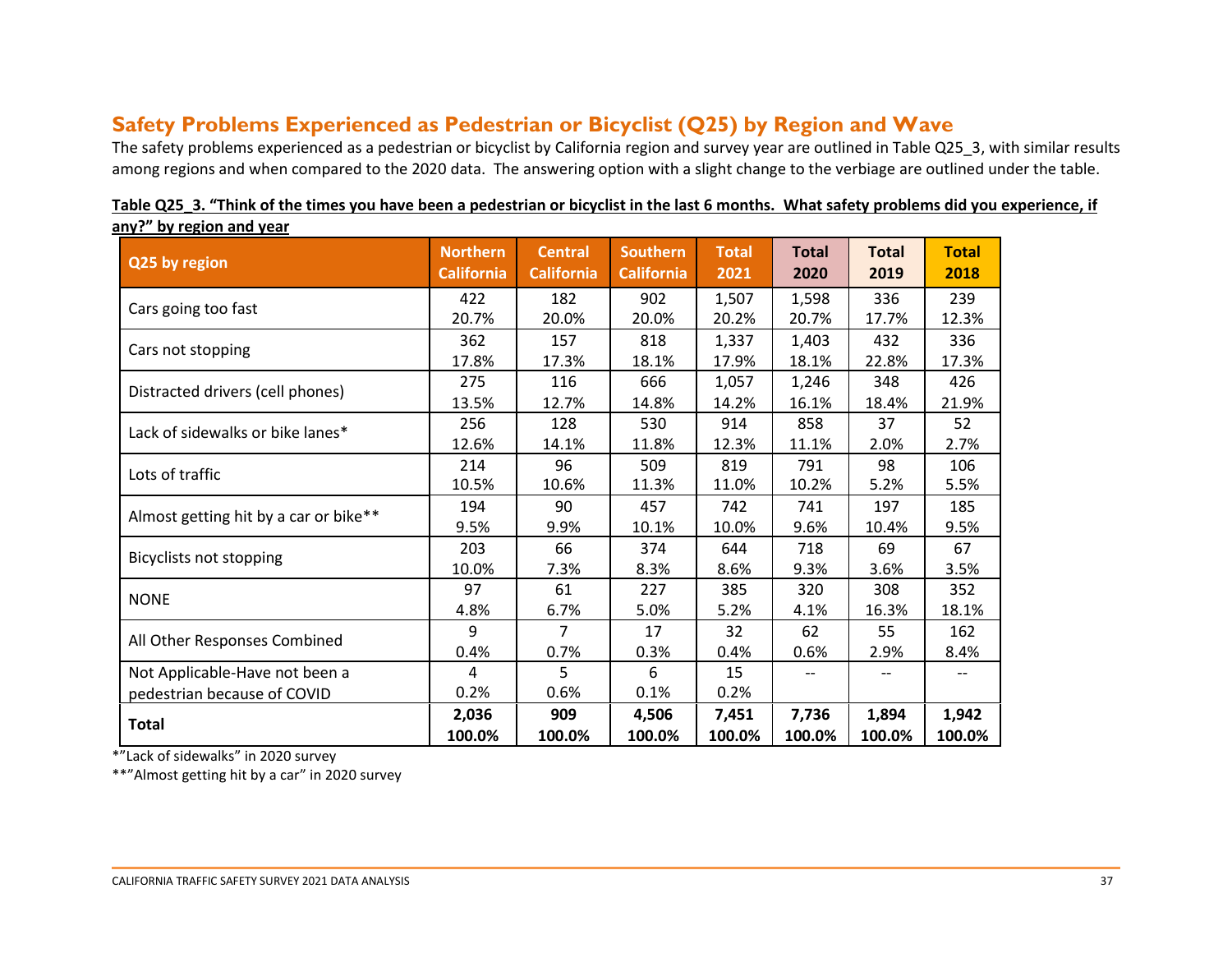## Safety Problems Experienced as Pedestrian or Bicyclist (Q25) by Region and Wave

The safety problems experienced as a pedestrian or bicyclist by California region and survey year are outlined in Table Q25_3, with similar results among regions and when compared to the 2020 data. The answering option with a slight change to the verbiage are outlined under the table.

**Table Q25_3. "Think of the times you have been a pedestrian or bicyclist in the last 6 months. What safety problems did you experience, if any?" by region and year**

| Q25 by region | Northern California | Central California | Southern California | Total 2021 | Total 2020 | Total 2019 | Total 2018 |
|---|---|---|---|---|---|---|---|
| Cars going too fast | 422<br>20.7% | 182<br>20.0% | 902<br>20.0% | 1,507<br>20.2% | 1,598<br>20.7% | 336<br>17.7% | 239<br>12.3% |
| Cars not stopping | 362<br>17.8% | 157<br>17.3% | 818<br>18.1% | 1,337<br>17.9% | 1,403<br>18.1% | 432<br>22.8% | 336<br>17.3% |
| Distracted drivers (cell phones) | 275<br>13.5% | 116<br>12.7% | 666<br>14.8% | 1,057<br>14.2% | 1,246<br>16.1% | 348<br>18.4% | 426<br>21.9% |
| Lack of sidewalks or bike lanes* | 256<br>12.6% | 128<br>14.1% | 530<br>11.8% | 914<br>12.3% | 858<br>11.1% | 37<br>2.0% | 52<br>2.7% |
| Lots of traffic | 214<br>10.5% | 96<br>10.6% | 509<br>11.3% | 819<br>11.0% | 791<br>10.2% | 98<br>5.2% | 106<br>5.5% |
| Almost getting hit by a car or bike** | 194<br>9.5% | 90<br>9.9% | 457<br>10.1% | 742<br>10.0% | 741<br>9.6% | 197<br>10.4% | 185<br>9.5% |
| Bicyclists not stopping | 203<br>10.0% | 66<br>7.3% | 374<br>8.3% | 644<br>8.6% | 718<br>9.3% | 69<br>3.6% | 67<br>3.5% |
| NONE | 97<br>4.8% | 61<br>6.7% | 227<br>5.0% | 385<br>5.2% | 320<br>4.1% | 308<br>16.3% | 352<br>18.1% |
| All Other Responses Combined | 9<br>0.4% | 7<br>0.7% | 17<br>0.3% | 32<br>0.4% | 62<br>0.6% | 55<br>2.9% | 162<br>8.4% |
| Not Applicable-Have not been a pedestrian because of COVID | 4<br>0.2% | 5<br>0.6% | 6<br>0.1% | 15<br>0.2% | -- | -- | -- |
| **Total** | **2,036<br>100.0%** | **909<br>100.0%** | **4,506<br>100.0%** | **7,451<br>100.0%** | **7,736<br>100.0%** | **1,894<br>100.0%** | **1,942<br>100.0%** |

*"Lack of sidewalks" in 2020 survey

**"Almost getting hit by a car" in 2020 survey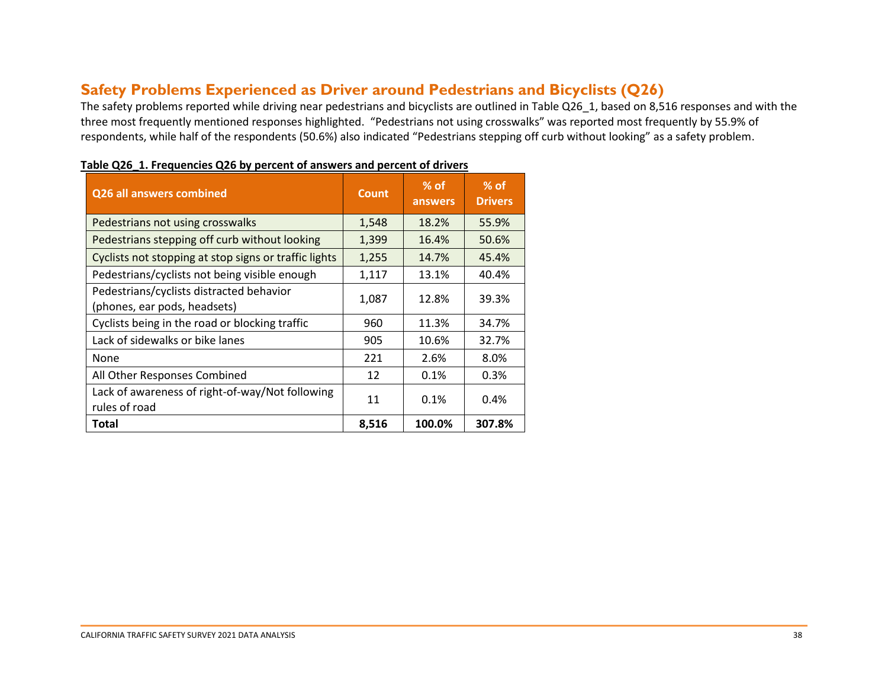## Safety Problems Experienced as Driver around Pedestrians and Bicyclists (Q26)

The safety problems reported while driving near pedestrians and bicyclists are outlined in Table Q26_1, based on 8,516 responses and with the three most frequently mentioned responses highlighted. "Pedestrians not using crosswalks" was reported most frequently by 55.9% of respondents, while half of the respondents (50.6%) also indicated "Pedestrians stepping off curb without looking" as a safety problem.

**Table Q26_1. Frequencies Q26 by percent of answers and percent of drivers**

| Q26 all answers combined | Count | % of answers | % of Drivers |
|---|---|---|---|
| Pedestrians not using crosswalks | 1,548 | 18.2% | 55.9% |
| Pedestrians stepping off curb without looking | 1,399 | 16.4% | 50.6% |
| Cyclists not stopping at stop signs or traffic lights | 1,255 | 14.7% | 45.4% |
| Pedestrians/cyclists not being visible enough | 1,117 | 13.1% | 40.4% |
| Pedestrians/cyclists distracted behavior (phones, ear pods, headsets) | 1,087 | 12.8% | 39.3% |
| Cyclists being in the road or blocking traffic | 960 | 11.3% | 34.7% |
| Lack of sidewalks or bike lanes | 905 | 10.6% | 32.7% |
| None | 221 | 2.6% | 8.0% |
| All Other Responses Combined | 12 | 0.1% | 0.3% |
| Lack of awareness of right-of-way/Not following rules of road | 11 | 0.1% | 0.4% |
| **Total** | **8,516** | **100.0%** | **307.8%** |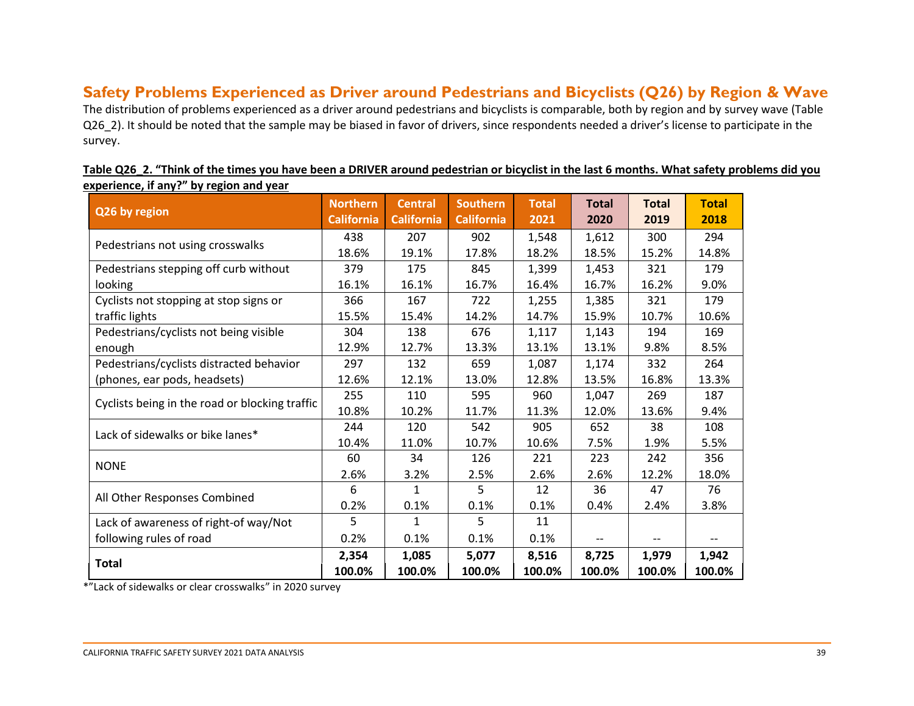## Safety Problems Experienced as Driver around Pedestrians and Bicyclists (Q26) by Region & Wave

The distribution of problems experienced as a driver around pedestrians and bicyclists is comparable, both by region and by survey wave (Table Q26_2). It should be noted that the sample may be biased in favor of drivers, since respondents needed a driver's license to participate in the survey.

**Table Q26_2. "Think of the times you have been a DRIVER around pedestrian or bicyclist in the last 6 months. What safety problems did you experience, if any?" by region and year**

| Q26 by region | Northern California | Central California | Southern California | Total 2021 | Total 2020 | Total 2019 | Total 2018 |
|---|---|---|---|---|---|---|---|
| Pedestrians not using crosswalks | 438<br>18.6% | 207<br>19.1% | 902<br>17.8% | 1,548<br>18.2% | 1,612<br>18.5% | 300<br>15.2% | 294<br>14.8% |
| Pedestrians stepping off curb without looking | 379<br>16.1% | 175<br>16.1% | 845<br>16.7% | 1,399<br>16.4% | 1,453<br>16.7% | 321<br>16.2% | 179<br>9.0% |
| Cyclists not stopping at stop signs or traffic lights | 366<br>15.5% | 167<br>15.4% | 722<br>14.2% | 1,255<br>14.7% | 1,385<br>15.9% | 321<br>10.7% | 179<br>10.6% |
| Pedestrians/cyclists not being visible enough | 304<br>12.9% | 138<br>12.7% | 676<br>13.3% | 1,117<br>13.1% | 1,143<br>13.1% | 194<br>9.8% | 169<br>8.5% |
| Pedestrians/cyclists distracted behavior (phones, ear pods, headsets) | 297<br>12.6% | 132<br>12.1% | 659<br>13.0% | 1,087<br>12.8% | 1,174<br>13.5% | 332<br>16.8% | 264<br>13.3% |
| Cyclists being in the road or blocking traffic | 255<br>10.8% | 110<br>10.2% | 595<br>11.7% | 960<br>11.3% | 1,047<br>12.0% | 269<br>13.6% | 187<br>9.4% |
| Lack of sidewalks or bike lanes* | 244<br>10.4% | 120<br>11.0% | 542<br>10.7% | 905<br>10.6% | 652<br>7.5% | 38<br>1.9% | 108<br>5.5% |
| NONE | 60<br>2.6% | 34<br>3.2% | 126<br>2.5% | 221<br>2.6% | 223<br>2.6% | 242<br>12.2% | 356<br>18.0% |
| All Other Responses Combined | 6<br>0.2% | 1<br>0.1% | 5<br>0.1% | 12<br>0.1% | 36<br>0.4% | 47<br>2.4% | 76<br>3.8% |
| Lack of awareness of right-of way/Not following rules of road | 5<br>0.2% | 1<br>0.1% | 5<br>0.1% | 11<br>0.1% | -- | -- | -- |
| **Total** | **2,354**<br>**100.0%** | **1,085**<br>**100.0%** | **5,077**<br>**100.0%** | **8,516**<br>**100.0%** | **8,725**<br>**100.0%** | **1,979**<br>**100.0%** | **1,942**<br>**100.0%** |

*"Lack of sidewalks or clear crosswalks" in 2020 survey